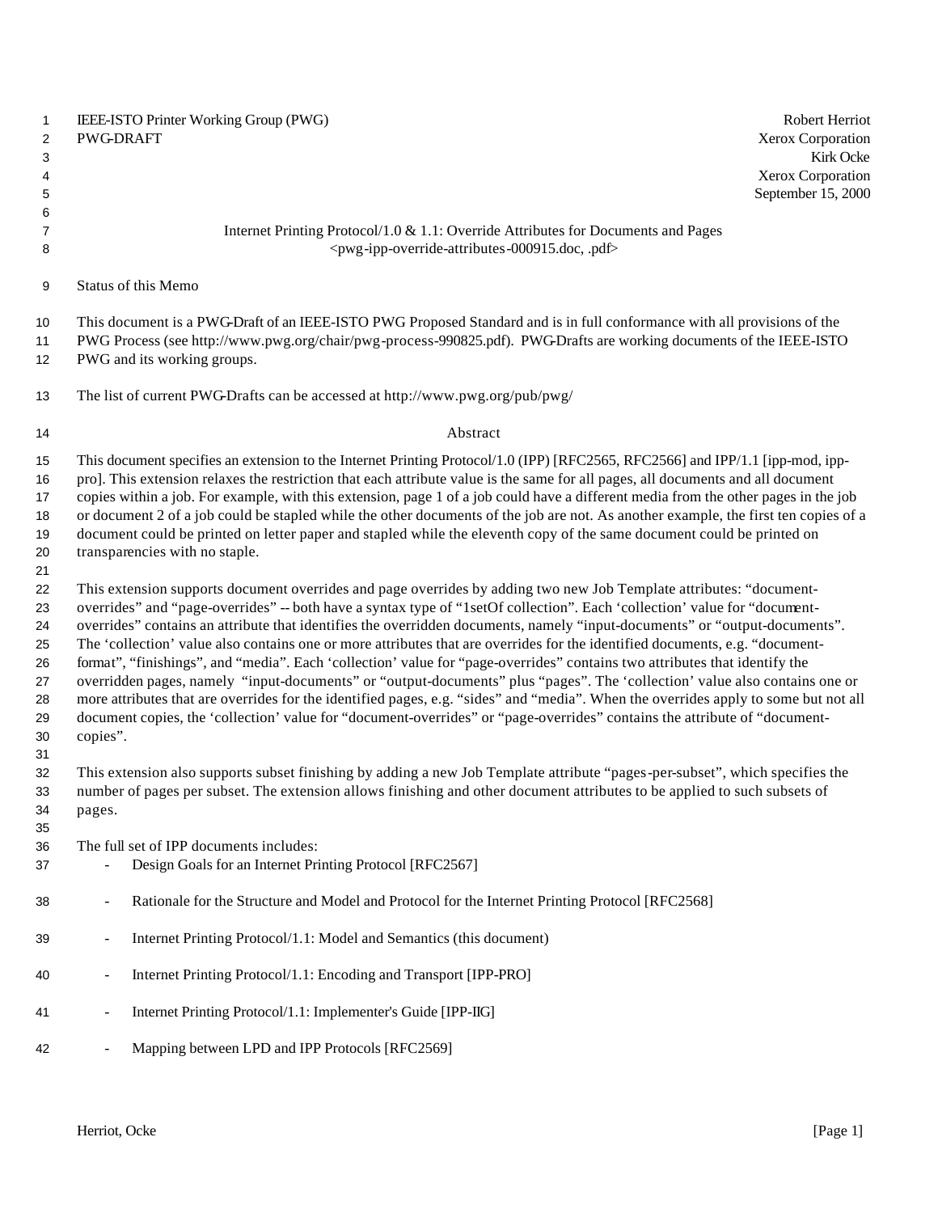IEEE-ISTO Printer Working Group (PWG) Robert Herriot
PWG-DRAFT Xerox Corporation
Kirk Ocke
Xerox Corporation
September 15, 2000

Internet Printing Protocol/1.0 & 1.1: Override Attributes for Documents and Pages
<pwg-ipp-override-attributes-000915.doc, .pdf>

Status of this Memo

This document is a PWG-Draft of an IEEE-ISTO PWG Proposed Standard and is in full conformance with all provisions of the PWG Process (see http://www.pwg.org/chair/pwg-process-990825.pdf). PWG-Drafts are working documents of the IEEE-ISTO PWG and its working groups.

The list of current PWG-Drafts can be accessed at http://www.pwg.org/pub/pwg/

## Abstract

This document specifies an extension to the Internet Printing Protocol/1.0 (IPP) [RFC2565, RFC2566] and IPP/1.1 [ipp-mod, ipp-pro]. This extension relaxes the restriction that each attribute value is the same for all pages, all documents and all document copies within a job. For example, with this extension, page 1 of a job could have a different media from the other pages in the job or document 2 of a job could be stapled while the other documents of the job are not. As another example, the first ten copies of a document could be printed on letter paper and stapled while the eleventh copy of the same document could be printed on transparencies with no staple.

This extension supports document overrides and page overrides by adding two new Job Template attributes: "document-overrides" and "page-overrides" -- both have a syntax type of "1setOf collection". Each 'collection' value for "document-overrides" contains an attribute that identifies the overridden documents, namely "input-documents" or "output-documents". The 'collection' value also contains one or more attributes that are overrides for the identified documents, e.g. "document-format", "finishings", and "media". Each 'collection' value for "page-overrides" contains two attributes that identify the overridden pages, namely "input-documents" or "output-documents" plus "pages". The 'collection' value also contains one or more attributes that are overrides for the identified pages, e.g. "sides" and "media". When the overrides apply to some but not all document copies, the 'collection' value for "document-overrides" or "page-overrides" contains the attribute of "document-copies".

This extension also supports subset finishing by adding a new Job Template attribute "pages-per-subset", which specifies the number of pages per subset. The extension allows finishing and other document attributes to be applied to such subsets of pages.

The full set of IPP documents includes:

- Design Goals for an Internet Printing Protocol [RFC2567]
- Rationale for the Structure and Model and Protocol for the Internet Printing Protocol [RFC2568]
- Internet Printing Protocol/1.1: Model and Semantics (this document)
- Internet Printing Protocol/1.1: Encoding and Transport [IPP-PRO]
- Internet Printing Protocol/1.1: Implementer's Guide [IPP-IIG]
- Mapping between LPD and IPP Protocols [RFC2569]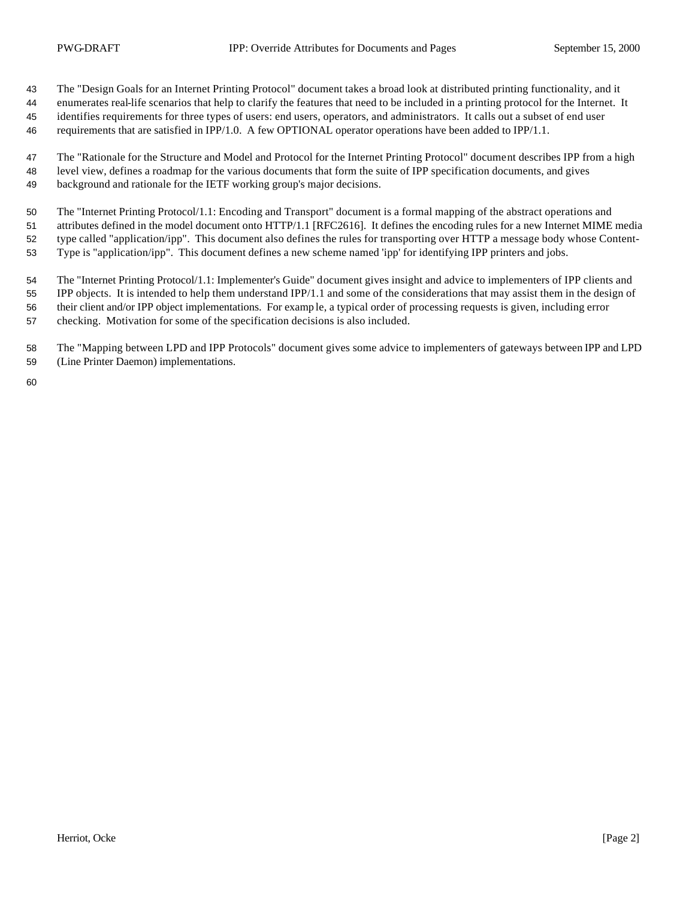The "Design Goals for an Internet Printing Protocol" document takes a broad look at distributed printing functionality, and it enumerates real-life scenarios that help to clarify the features that need to be included in a printing protocol for the Internet. It identifies requirements for three types of users: end users, operators, and administrators. It calls out a subset of end user requirements that are satisfied in IPP/1.0. A few OPTIONAL operator operations have been added to IPP/1.1.

The "Rationale for the Structure and Model and Protocol for the Internet Printing Protocol" document describes IPP from a high level view, defines a roadmap for the various documents that form the suite of IPP specification documents, and gives background and rationale for the IETF working group's major decisions.

The "Internet Printing Protocol/1.1: Encoding and Transport" document is a formal mapping of the abstract operations and attributes defined in the model document onto HTTP/1.1 [RFC2616]. It defines the encoding rules for a new Internet MIME media type called "application/ipp". This document also defines the rules for transporting over HTTP a message body whose Content-Type is "application/ipp". This document defines a new scheme named 'ipp' for identifying IPP printers and jobs.

The "Internet Printing Protocol/1.1: Implementer's Guide" document gives insight and advice to implementers of IPP clients and IPP objects. It is intended to help them understand IPP/1.1 and some of the considerations that may assist them in the design of their client and/or IPP object implementations. For example, a typical order of processing requests is given, including error checking. Motivation for some of the specification decisions is also included.

The "Mapping between LPD and IPP Protocols" document gives some advice to implementers of gateways between IPP and LPD (Line Printer Daemon) implementations.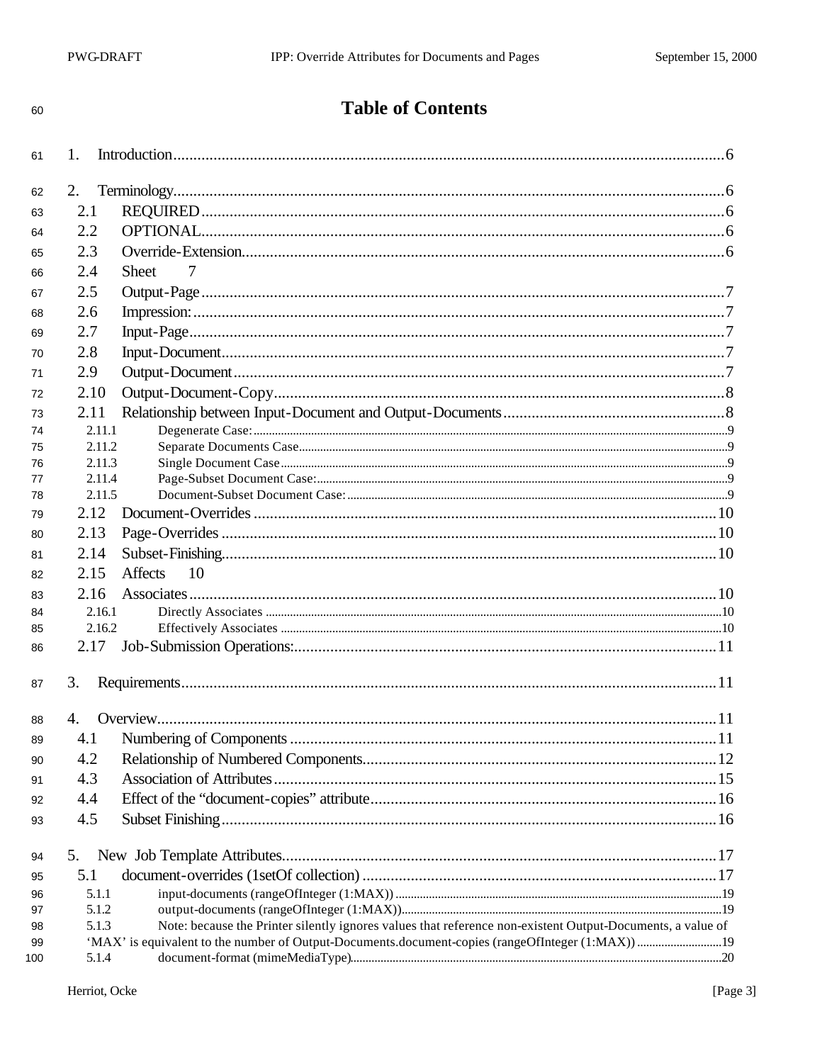# Table of Contents

1. Introduction......6

2. Terminology......6
   - 2.1 REQUIRED......6
   - 2.2 OPTIONAL......6
   - 2.3 Override-Extension......6
   - 2.4 Sheet 7
   - 2.5 Output-Page......7
   - 2.6 Impression:......7
   - 2.7 Input-Page......7
   - 2.8 Input-Document......7
   - 2.9 Output-Document......7
   - 2.10 Output-Document-Copy......8
   - 2.11 Relationship between Input-Document and Output-Documents......8
     - 2.11.1 Degenerate Case:......9
     - 2.11.2 Separate Documents Case......9
     - 2.11.3 Single Document Case......9
     - 2.11.4 Page-Subset Document Case:......9
     - 2.11.5 Document-Subset Document Case:......9
   - 2.12 Document-Overrides......10
   - 2.13 Page-Overrides......10
   - 2.14 Subset-Finishing......10
   - 2.15 Affects 10
   - 2.16 Associates......10
     - 2.16.1 Directly Associates......10
     - 2.16.2 Effectively Associates......10
   - 2.17 Job-Submission Operations:......11

3. Requirements......11

4. Overview......11
   - 4.1 Numbering of Components......11
   - 4.2 Relationship of Numbered Components......12
   - 4.3 Association of Attributes......15
   - 4.4 Effect of the "document-copies" attribute......16
   - 4.5 Subset Finishing......16

5. New Job Template Attributes......17
   - 5.1 document-overrides (1setOf collection)......17
     - 5.1.1 input-documents (rangeOfInteger (1:MAX))......19
     - 5.1.2 output-documents (rangeOfInteger (1:MAX))......19
     - 5.1.3 Note: because the Printer silently ignores values that reference non-existent Output-Documents, a value of 'MAX' is equivalent to the number of Output-Documents.document-copies (rangeOfInteger (1:MAX))......19
     - 5.1.4 document-format (mimeMediaType)......20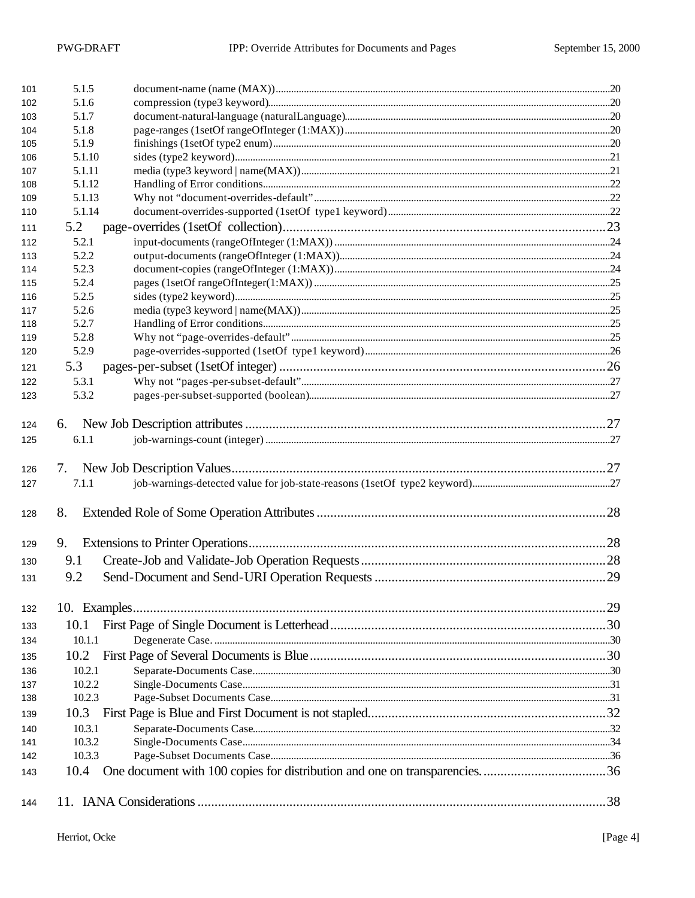101 5.1.5 document-name (name (MAX))....................................................................................................................20
102 5.1.6 compression (type3 keyword)....................................................................................................................20
103 5.1.7 document-natural-language (naturalLanguage).......................................................................................20
104 5.1.8 page-ranges (1setOf rangeOfInteger (1:MAX))........................................................................................20
105 5.1.9 finishings (1setOf type2 enum)..................................................................................................................20
106 5.1.10 sides (type2 keyword)..................................................................................................................................21
107 5.1.11 media (type3 keyword | name(MAX))........................................................................................................21
108 5.1.12 Handling of Error conditions.......................................................................................................................22
109 5.1.13 Why not "document-overrides-default".....................................................................................................22
110 5.1.14 document-overrides-supported (1setOf type1 keyword)........................................................................22
111 5.2 page-overrides (1setOf collection)..............................................................................................23
112 5.2.1 input-documents (rangeOfInteger (1:MAX)).............................................................................................24
113 5.2.2 output-documents (rangeOfInteger (1:MAX))...........................................................................................24
114 5.2.3 document-copies (rangeOfInteger (1:MAX))............................................................................................24
115 5.2.4 pages (1setOf rangeOfInteger(1:MAX))....................................................................................................25
116 5.2.5 sides (type2 keyword)..................................................................................................................................25
117 5.2.6 media (type3 keyword | name(MAX))........................................................................................................25
118 5.2.7 Handling of Error conditions.......................................................................................................................25
119 5.2.8 Why not "page-overrides-default".............................................................................................................25
120 5.2.9 page-overrides-supported (1setOf type1 keyword).................................................................................26
121 5.3 pages-per-subset (1setOf integer)..............................................................................................26
122 5.3.1 Why not "pages-per-subset-default".........................................................................................................27
123 5.3.2 pages-per-subset-supported (boolean).....................................................................................................27

124 6. New Job Description attributes..........................................................................................................27
125 6.1.1 job-warnings-count (integer).......................................................................................................................27

126 7. New Job Description Values..............................................................................................................27
127 7.1.1 job-warnings-detected value for job-state-reasons (1setOf type2 keyword)......................................27

128 8. Extended Role of Some Operation Attributes....................................................................................28

129 9. Extensions to Printer Operations.......................................................................................................28
130 9.1 Create-Job and Validate-Job Operation Requests........................................................................28
131 9.2 Send-Document and Send-URI Operation Requests...................................................................29

132 10. Examples..........................................................................................................................................29
133 10.1 First Page of Single Document is Letterhead.................................................................................30
134 10.1.1 Degenerate Case.........................................................................................................................................30
135 10.2 First Page of Several Documents is Blue.......................................................................................30
136 10.2.1 Separate-Documents Case.........................................................................................................................30
137 10.2.2 Single-Documents Case..............................................................................................................................31
138 10.2.3 Page-Subset Documents Case...................................................................................................................31
139 10.3 First Page is Blue and First Document is not stapled.....................................................................32
140 10.3.1 Separate-Documents Case.........................................................................................................................32
141 10.3.2 Single-Documents Case..............................................................................................................................34
142 10.3.3 Page-Subset Documents Case...................................................................................................................36
143 10.4 One document with 100 copies for distribution and one on transparencies.....................................36

144 11. IANA Considerations.........................................................................................................................38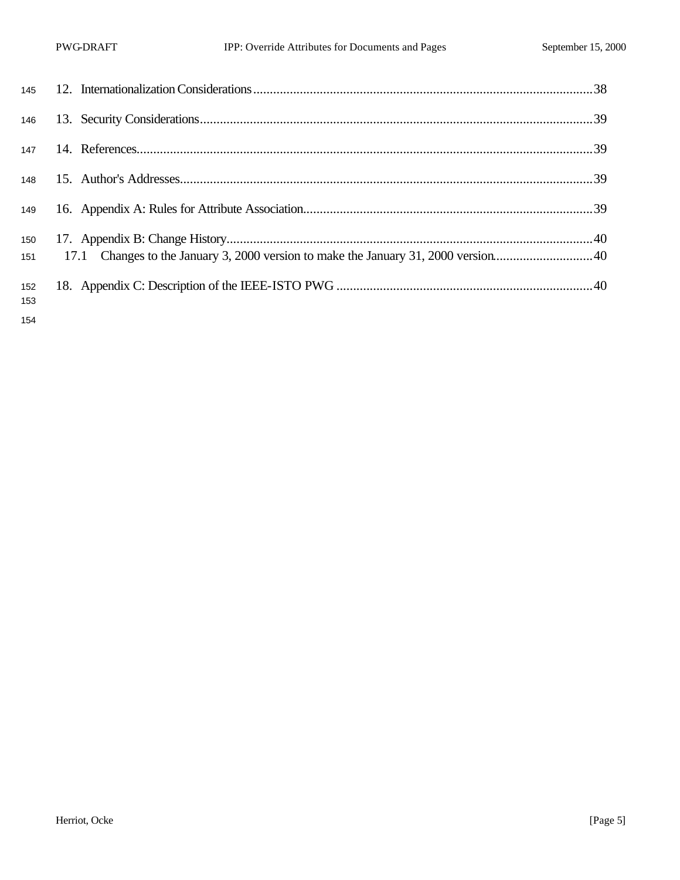12. Internationalization Considerations....................................................................................................38

13. Security Considerations......................................................................................................................39

14. References.........................................................................................................................................39

15. Author's Addresses............................................................................................................................39

16. Appendix A: Rules for Attribute Association.......................................................................................39

17. Appendix B: Change History..............................................................................................................40
   17.1 Changes to the January 3, 2000 version to make the January 31, 2000 version..............................40

18. Appendix C: Description of the IEEE-ISTO PWG ............................................................................40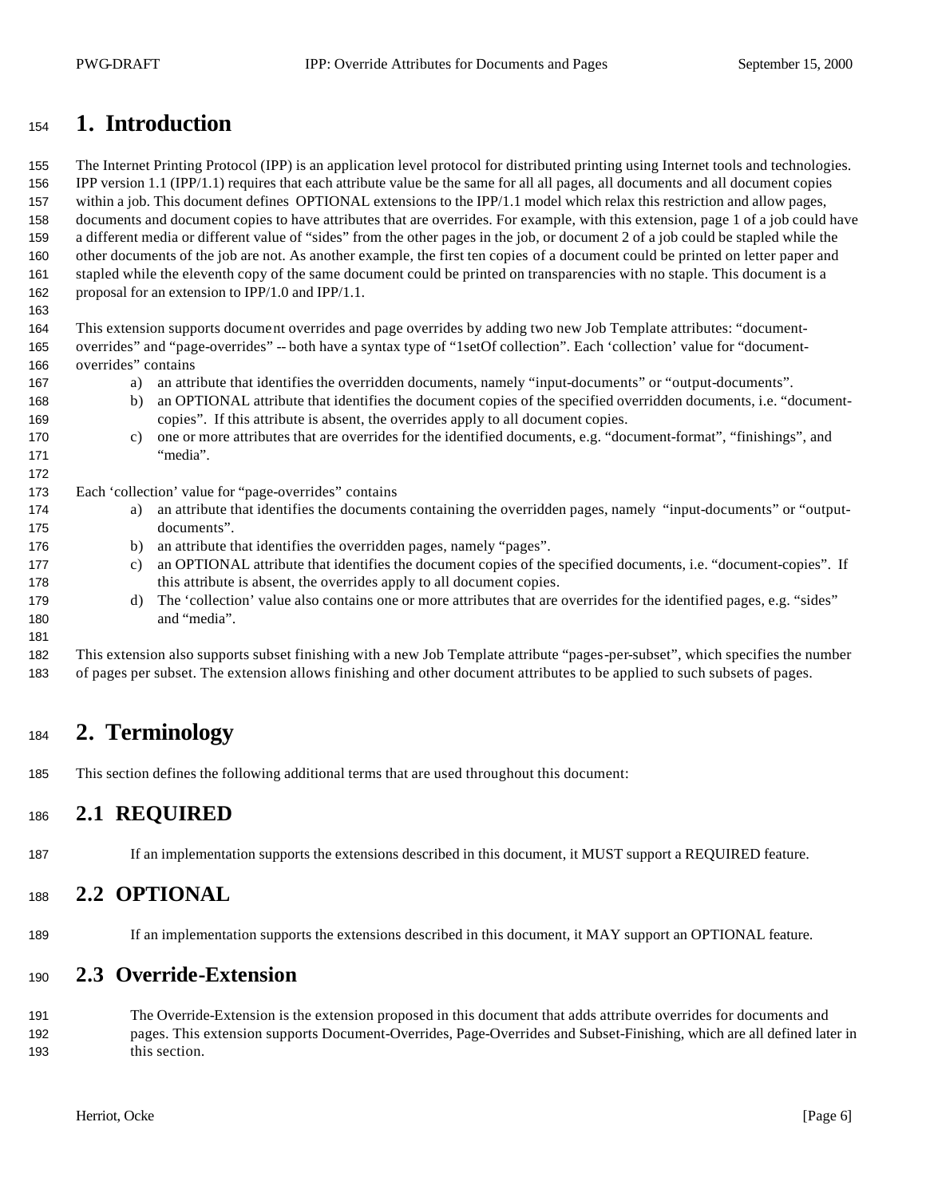# 1. Introduction

The Internet Printing Protocol (IPP) is an application level protocol for distributed printing using Internet tools and technologies. IPP version 1.1 (IPP/1.1) requires that each attribute value be the same for all all pages, all documents and all document copies within a job. This document defines OPTIONAL extensions to the IPP/1.1 model which relax this restriction and allow pages, documents and document copies to have attributes that are overrides. For example, with this extension, page 1 of a job could have a different media or different value of "sides" from the other pages in the job, or document 2 of a job could be stapled while the other documents of the job are not. As another example, the first ten copies of a document could be printed on letter paper and stapled while the eleventh copy of the same document could be printed on transparencies with no staple. This document is a proposal for an extension to IPP/1.0 and IPP/1.1.

This extension supports document overrides and page overrides by adding two new Job Template attributes: "document-overrides" and "page-overrides" -- both have a syntax type of "1setOf collection". Each 'collection' value for "document-overrides" contains

a) an attribute that identifies the overridden documents, namely "input-documents" or "output-documents".
b) an OPTIONAL attribute that identifies the document copies of the specified overridden documents, i.e. "document-copies". If this attribute is absent, the overrides apply to all document copies.
c) one or more attributes that are overrides for the identified documents, e.g. "document-format", "finishings", and "media".

Each 'collection' value for "page-overrides" contains

a) an attribute that identifies the documents containing the overridden pages, namely "input-documents" or "output-documents".
b) an attribute that identifies the overridden pages, namely "pages".
c) an OPTIONAL attribute that identifies the document copies of the specified documents, i.e. "document-copies". If this attribute is absent, the overrides apply to all document copies.
d) The 'collection' value also contains one or more attributes that are overrides for the identified pages, e.g. "sides" and "media".

This extension also supports subset finishing with a new Job Template attribute "pages-per-subset", which specifies the number of pages per subset. The extension allows finishing and other document attributes to be applied to such subsets of pages.

# 2. Terminology

This section defines the following additional terms that are used throughout this document:

## 2.1 REQUIRED

If an implementation supports the extensions described in this document, it MUST support a REQUIRED feature.

## 2.2 OPTIONAL

If an implementation supports the extensions described in this document, it MAY support an OPTIONAL feature.

## 2.3 Override-Extension

The Override-Extension is the extension proposed in this document that adds attribute overrides for documents and pages. This extension supports Document-Overrides, Page-Overrides and Subset-Finishing, which are all defined later in this section.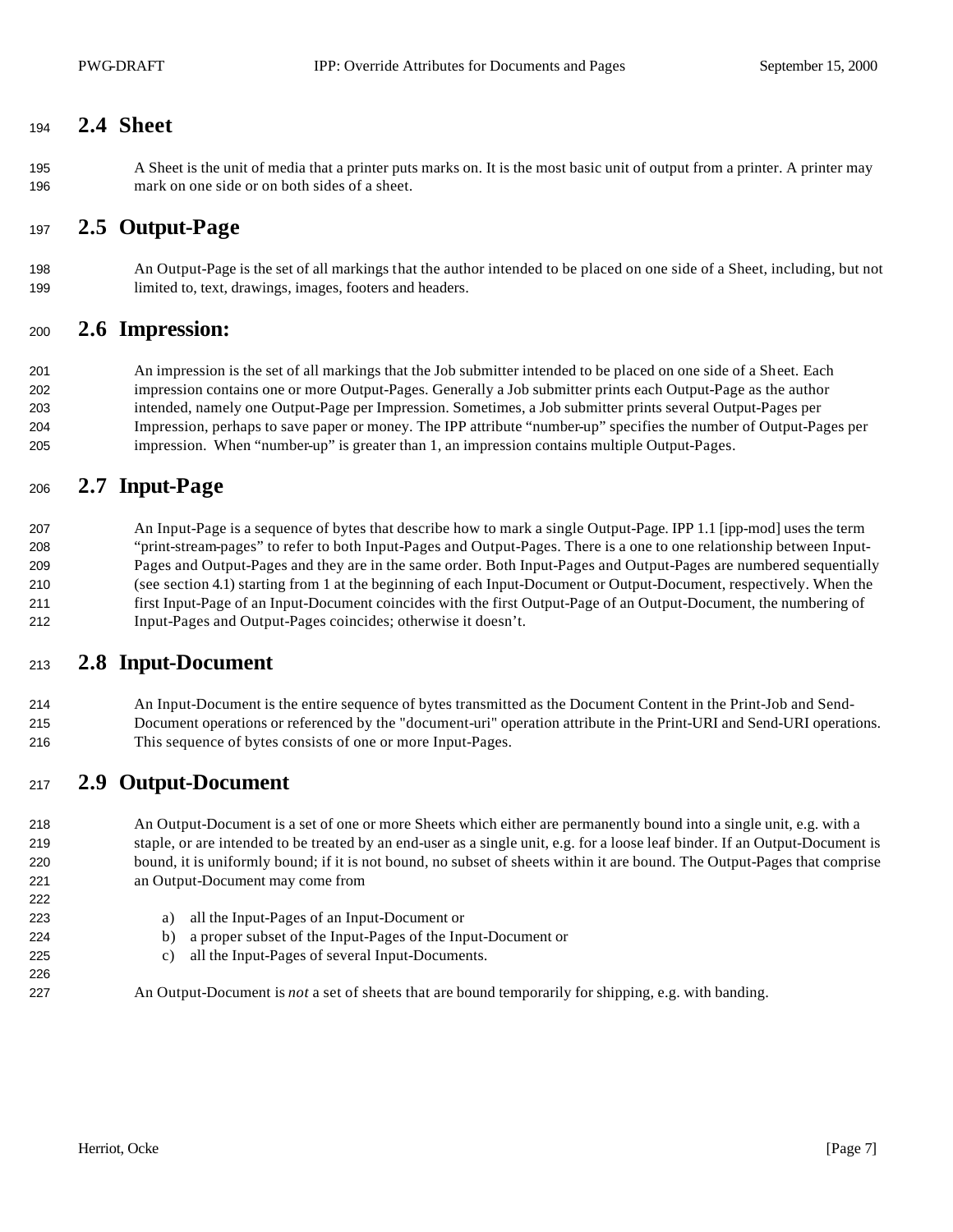## 2.4 Sheet

A Sheet is the unit of media that a printer puts marks on. It is the most basic unit of output from a printer. A printer may mark on one side or on both sides of a sheet.

## 2.5 Output-Page

An Output-Page is the set of all markings that the author intended to be placed on one side of a Sheet, including, but not limited to, text, drawings, images, footers and headers.

## 2.6 Impression:

An impression is the set of all markings that the Job submitter intended to be placed on one side of a Sheet. Each impression contains one or more Output-Pages. Generally a Job submitter prints each Output-Page as the author intended, namely one Output-Page per Impression. Sometimes, a Job submitter prints several Output-Pages per Impression, perhaps to save paper or money. The IPP attribute "number-up" specifies the number of Output-Pages per impression. When "number-up" is greater than 1, an impression contains multiple Output-Pages.

## 2.7 Input-Page

An Input-Page is a sequence of bytes that describe how to mark a single Output-Page. IPP 1.1 [ipp-mod] uses the term "print-stream-pages" to refer to both Input-Pages and Output-Pages. There is a one to one relationship between Input-Pages and Output-Pages and they are in the same order. Both Input-Pages and Output-Pages are numbered sequentially (see section 4.1) starting from 1 at the beginning of each Input-Document or Output-Document, respectively. When the first Input-Page of an Input-Document coincides with the first Output-Page of an Output-Document, the numbering of Input-Pages and Output-Pages coincides; otherwise it doesn't.

## 2.8 Input-Document

An Input-Document is the entire sequence of bytes transmitted as the Document Content in the Print-Job and Send-Document operations or referenced by the "document-uri" operation attribute in the Print-URI and Send-URI operations. This sequence of bytes consists of one or more Input-Pages.

## 2.9 Output-Document

An Output-Document is a set of one or more Sheets which either are permanently bound into a single unit, e.g. with a staple, or are intended to be treated by an end-user as a single unit, e.g. for a loose leaf binder. If an Output-Document is bound, it is uniformly bound; if it is not bound, no subset of sheets within it are bound. The Output-Pages that comprise an Output-Document may come from

a) all the Input-Pages of an Input-Document or
b) a proper subset of the Input-Pages of the Input-Document or
c) all the Input-Pages of several Input-Documents.

An Output-Document is *not* a set of sheets that are bound temporarily for shipping, e.g. with banding.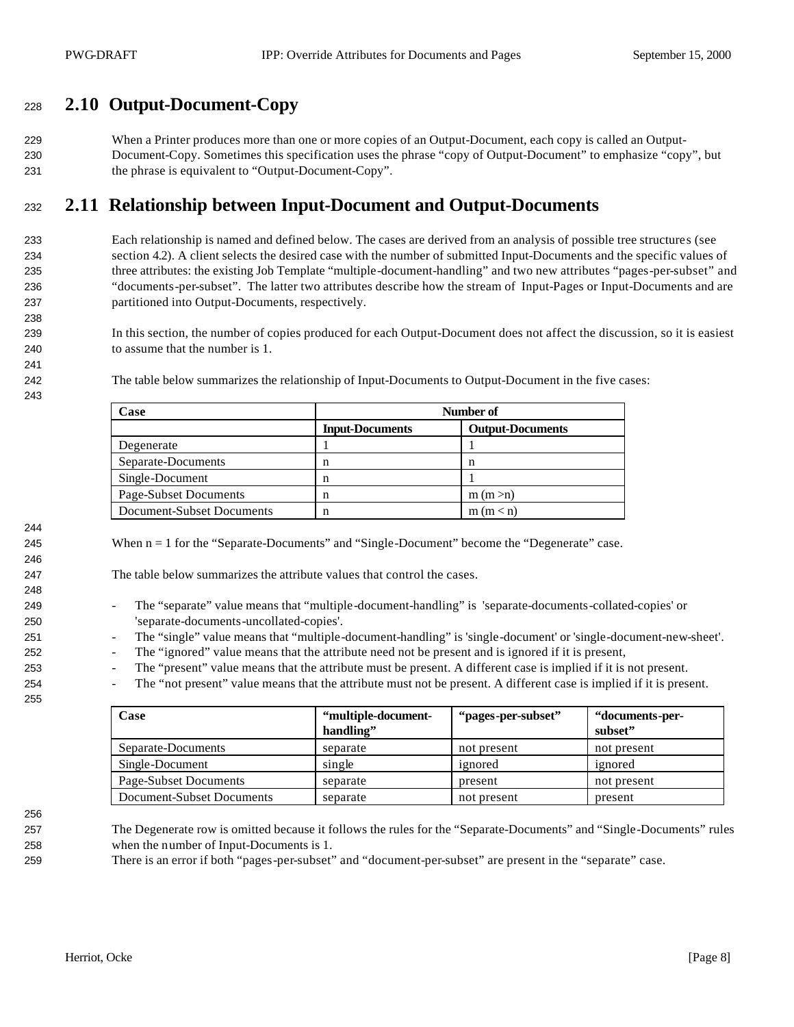## 2.10 Output-Document-Copy

When a Printer produces more than one or more copies of an Output-Document, each copy is called an Output-Document-Copy. Sometimes this specification uses the phrase "copy of Output-Document" to emphasize "copy", but the phrase is equivalent to "Output-Document-Copy".

## 2.11 Relationship between Input-Document and Output-Documents

Each relationship is named and defined below. The cases are derived from an analysis of possible tree structures (see section 4.2). A client selects the desired case with the number of submitted Input-Documents and the specific values of three attributes: the existing Job Template "multiple-document-handling" and two new attributes "pages-per-subset" and "documents-per-subset". The latter two attributes describe how the stream of Input-Pages or Input-Documents and are partitioned into Output-Documents, respectively.

In this section, the number of copies produced for each Output-Document does not affect the discussion, so it is easiest to assume that the number is 1.

The table below summarizes the relationship of Input-Documents to Output-Document in the five cases:

| Case | Number of | |
|---|---|---|
| | Input-Documents | Output-Documents |
| Degenerate | 1 | 1 |
| Separate-Documents | n | n |
| Single-Document | n | 1 |
| Page-Subset Documents | n | m (m >n) |
| Document-Subset Documents | n | m (m < n) |

When n = 1 for the "Separate-Documents" and "Single-Document" become the "Degenerate" case.

The table below summarizes the attribute values that control the cases.

- The "separate" value means that "multiple-document-handling" is 'separate-documents-collated-copies' or 'separate-documents-uncollated-copies'.
- The "single" value means that "multiple-document-handling" is 'single-document' or 'single-document-new-sheet'.
- The "ignored" value means that the attribute need not be present and is ignored if it is present,
- The "present" value means that the attribute must be present. A different case is implied if it is not present.
- The "not present" value means that the attribute must not be present. A different case is implied if it is present.

| Case | "multiple-document-handling" | "pages-per-subset" | "documents-per-subset" |
|---|---|---|---|
| Separate-Documents | separate | not present | not present |
| Single-Document | single | ignored | ignored |
| Page-Subset Documents | separate | present | not present |
| Document-Subset Documents | separate | not present | present |

The Degenerate row is omitted because it follows the rules for the "Separate-Documents" and "Single-Documents" rules when the number of Input-Documents is 1.
There is an error if both "pages-per-subset" and "document-per-subset" are present in the "separate" case.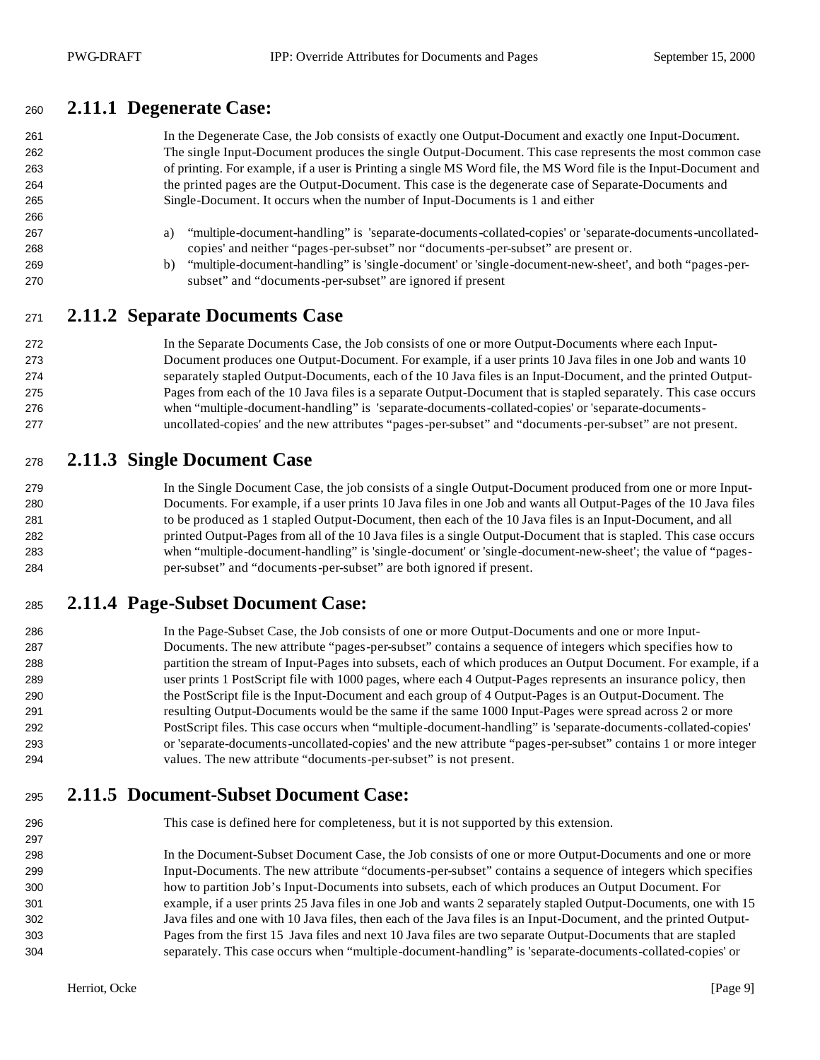### 2.11.1 Degenerate Case:

In the Degenerate Case, the Job consists of exactly one Output-Document and exactly one Input-Document. The single Input-Document produces the single Output-Document. This case represents the most common case of printing. For example, if a user is Printing a single MS Word file, the MS Word file is the Input-Document and the printed pages are the Output-Document. This case is the degenerate case of Separate-Documents and Single-Document. It occurs when the number of Input-Documents is 1 and either

a) "multiple-document-handling" is 'separate-documents-collated-copies' or 'separate-documents-uncollated-copies' and neither "pages-per-subset" nor "documents-per-subset" are present or.
b) "multiple-document-handling" is 'single-document' or 'single-document-new-sheet', and both "pages-per-subset" and "documents-per-subset" are ignored if present

### 2.11.2 Separate Documents Case

In the Separate Documents Case, the Job consists of one or more Output-Documents where each Input-Document produces one Output-Document. For example, if a user prints 10 Java files in one Job and wants 10 separately stapled Output-Documents, each of the 10 Java files is an Input-Document, and the printed Output-Pages from each of the 10 Java files is a separate Output-Document that is stapled separately. This case occurs when "multiple-document-handling" is 'separate-documents-collated-copies' or 'separate-documents-uncollated-copies' and the new attributes "pages-per-subset" and "documents-per-subset" are not present.

### 2.11.3 Single Document Case

In the Single Document Case, the job consists of a single Output-Document produced from one or more Input-Documents. For example, if a user prints 10 Java files in one Job and wants all Output-Pages of the 10 Java files to be produced as 1 stapled Output-Document, then each of the 10 Java files is an Input-Document, and all printed Output-Pages from all of the 10 Java files is a single Output-Document that is stapled. This case occurs when "multiple-document-handling" is 'single-document' or 'single-document-new-sheet'; the value of "pages-per-subset" and "documents-per-subset" are both ignored if present.

### 2.11.4 Page-Subset Document Case:

In the Page-Subset Case, the Job consists of one or more Output-Documents and one or more Input-Documents. The new attribute "pages-per-subset" contains a sequence of integers which specifies how to partition the stream of Input-Pages into subsets, each of which produces an Output Document. For example, if a user prints 1 PostScript file with 1000 pages, where each 4 Output-Pages represents an insurance policy, then the PostScript file is the Input-Document and each group of 4 Output-Pages is an Output-Document. The resulting Output-Documents would be the same if the same 1000 Input-Pages were spread across 2 or more PostScript files. This case occurs when "multiple-document-handling" is 'separate-documents-collated-copies' or 'separate-documents-uncollated-copies' and the new attribute "pages-per-subset" contains 1 or more integer values. The new attribute "documents-per-subset" is not present.

### 2.11.5 Document-Subset Document Case:

This case is defined here for completeness, but it is not supported by this extension.

In the Document-Subset Document Case, the Job consists of one or more Output-Documents and one or more Input-Documents. The new attribute "documents-per-subset" contains a sequence of integers which specifies how to partition Job's Input-Documents into subsets, each of which produces an Output Document. For example, if a user prints 25 Java files in one Job and wants 2 separately stapled Output-Documents, one with 15 Java files and one with 10 Java files, then each of the Java files is an Input-Document, and the printed Output-Pages from the first 15 Java files and next 10 Java files are two separate Output-Documents that are stapled separately. This case occurs when "multiple-document-handling" is 'separate-documents-collated-copies' or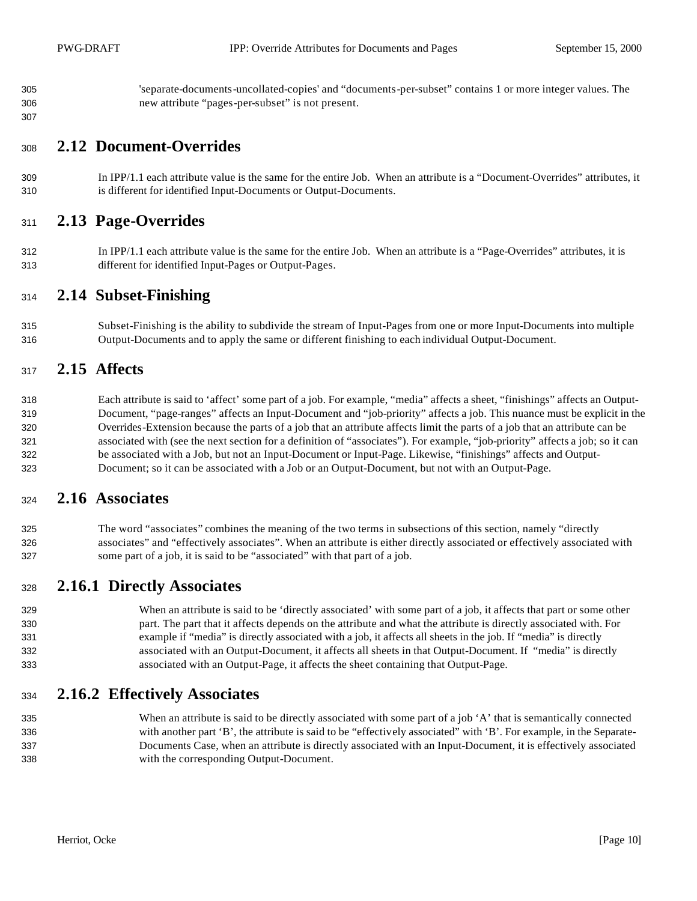'separate-documents-uncollated-copies' and "documents-per-subset" contains 1 or more integer values. The new attribute "pages-per-subset" is not present.

## 2.12 Document-Overrides

In IPP/1.1 each attribute value is the same for the entire Job. When an attribute is a "Document-Overrides" attributes, it is different for identified Input-Documents or Output-Documents.

## 2.13 Page-Overrides

In IPP/1.1 each attribute value is the same for the entire Job. When an attribute is a "Page-Overrides" attributes, it is different for identified Input-Pages or Output-Pages.

## 2.14 Subset-Finishing

Subset-Finishing is the ability to subdivide the stream of Input-Pages from one or more Input-Documents into multiple Output-Documents and to apply the same or different finishing to each individual Output-Document.

## 2.15 Affects

Each attribute is said to 'affect' some part of a job. For example, "media" affects a sheet, "finishings" affects an Output-Document, "page-ranges" affects an Input-Document and "job-priority" affects a job. This nuance must be explicit in the Overrides-Extension because the parts of a job that an attribute affects limit the parts of a job that an attribute can be associated with (see the next section for a definition of "associates"). For example, "job-priority" affects a job; so it can be associated with a Job, but not an Input-Document or Input-Page. Likewise, "finishings" affects and Output-Document; so it can be associated with a Job or an Output-Document, but not with an Output-Page.

## 2.16 Associates

The word "associates" combines the meaning of the two terms in subsections of this section, namely "directly associates" and "effectively associates". When an attribute is either directly associated or effectively associated with some part of a job, it is said to be "associated" with that part of a job.

### 2.16.1 Directly Associates

When an attribute is said to be 'directly associated' with some part of a job, it affects that part or some other part. The part that it affects depends on the attribute and what the attribute is directly associated with. For example if "media" is directly associated with a job, it affects all sheets in the job. If "media" is directly associated with an Output-Document, it affects all sheets in that Output-Document. If "media" is directly associated with an Output-Page, it affects the sheet containing that Output-Page.

### 2.16.2 Effectively Associates

When an attribute is said to be directly associated with some part of a job 'A' that is semantically connected with another part 'B', the attribute is said to be "effectively associated" with 'B'. For example, in the Separate-Documents Case, when an attribute is directly associated with an Input-Document, it is effectively associated with the corresponding Output-Document.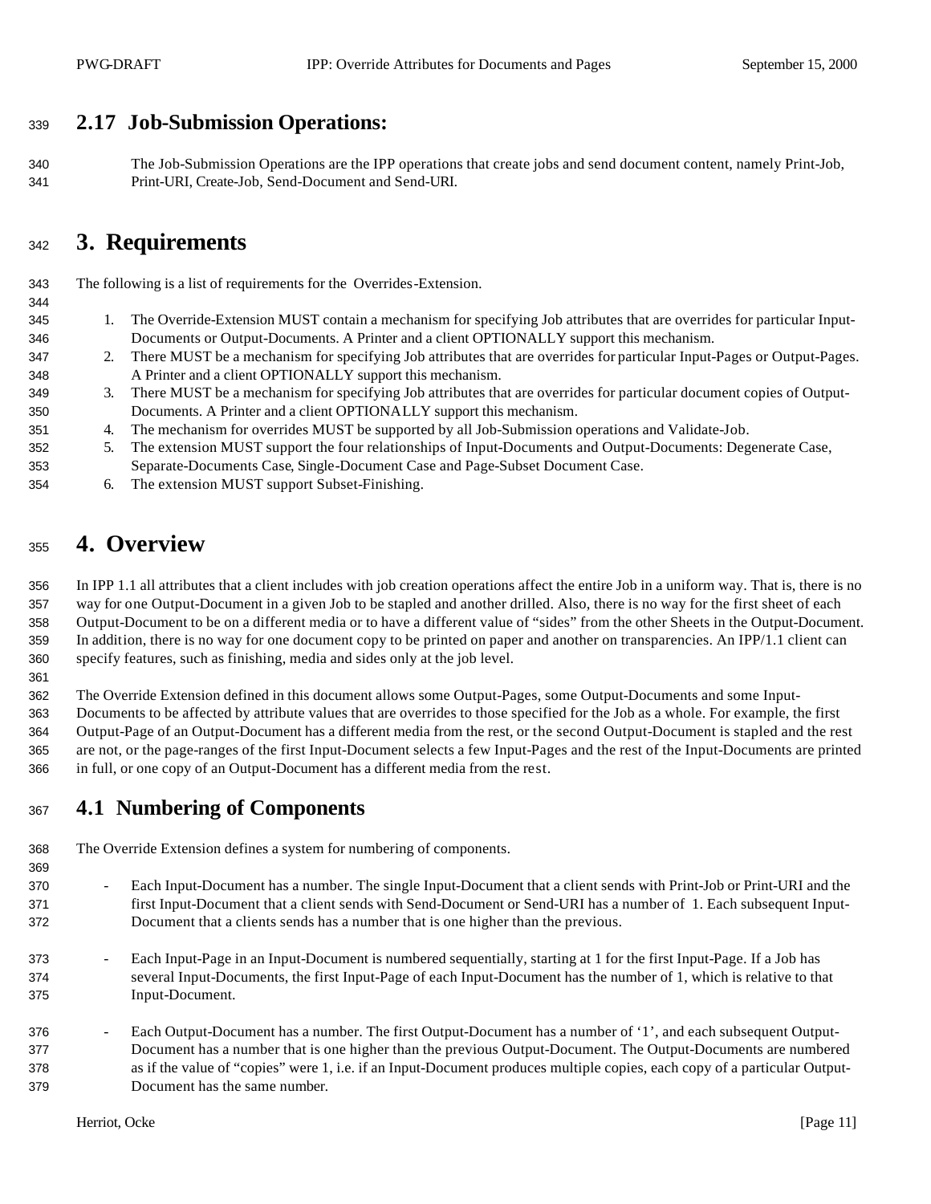## 2.17 Job-Submission Operations:

The Job-Submission Operations are the IPP operations that create jobs and send document content, namely Print-Job, Print-URI, Create-Job, Send-Document and Send-URI.

# 3. Requirements

The following is a list of requirements for the Overrides-Extension.

1. The Override-Extension MUST contain a mechanism for specifying Job attributes that are overrides for particular Input-Documents or Output-Documents. A Printer and a client OPTIONALLY support this mechanism.
2. There MUST be a mechanism for specifying Job attributes that are overrides for particular Input-Pages or Output-Pages. A Printer and a client OPTIONALLY support this mechanism.
3. There MUST be a mechanism for specifying Job attributes that are overrides for particular document copies of Output-Documents. A Printer and a client OPTIONALLY support this mechanism.
4. The mechanism for overrides MUST be supported by all Job-Submission operations and Validate-Job.
5. The extension MUST support the four relationships of Input-Documents and Output-Documents: Degenerate Case, Separate-Documents Case, Single-Document Case and Page-Subset Document Case.
6. The extension MUST support Subset-Finishing.

# 4. Overview

In IPP 1.1 all attributes that a client includes with job creation operations affect the entire Job in a uniform way. That is, there is no way for one Output-Document in a given Job to be stapled and another drilled. Also, there is no way for the first sheet of each Output-Document to be on a different media or to have a different value of "sides" from the other Sheets in the Output-Document. In addition, there is no way for one document copy to be printed on paper and another on transparencies. An IPP/1.1 client can specify features, such as finishing, media and sides only at the job level.

The Override Extension defined in this document allows some Output-Pages, some Output-Documents and some Input-Documents to be affected by attribute values that are overrides to those specified for the Job as a whole. For example, the first Output-Page of an Output-Document has a different media from the rest, or the second Output-Document is stapled and the rest are not, or the page-ranges of the first Input-Document selects a few Input-Pages and the rest of the Input-Documents are printed in full, or one copy of an Output-Document has a different media from the rest.

## 4.1 Numbering of Components

The Override Extension defines a system for numbering of components.

- Each Input-Document has a number. The single Input-Document that a client sends with Print-Job or Print-URI and the first Input-Document that a client sends with Send-Document or Send-URI has a number of 1. Each subsequent Input-Document that a clients sends has a number that is one higher than the previous.

- Each Input-Page in an Input-Document is numbered sequentially, starting at 1 for the first Input-Page. If a Job has several Input-Documents, the first Input-Page of each Input-Document has the number of 1, which is relative to that Input-Document.

- Each Output-Document has a number. The first Output-Document has a number of '1', and each subsequent Output-Document has a number that is one higher than the previous Output-Document. The Output-Documents are numbered as if the value of "copies" were 1, i.e. if an Input-Document produces multiple copies, each copy of a particular Output-Document has the same number.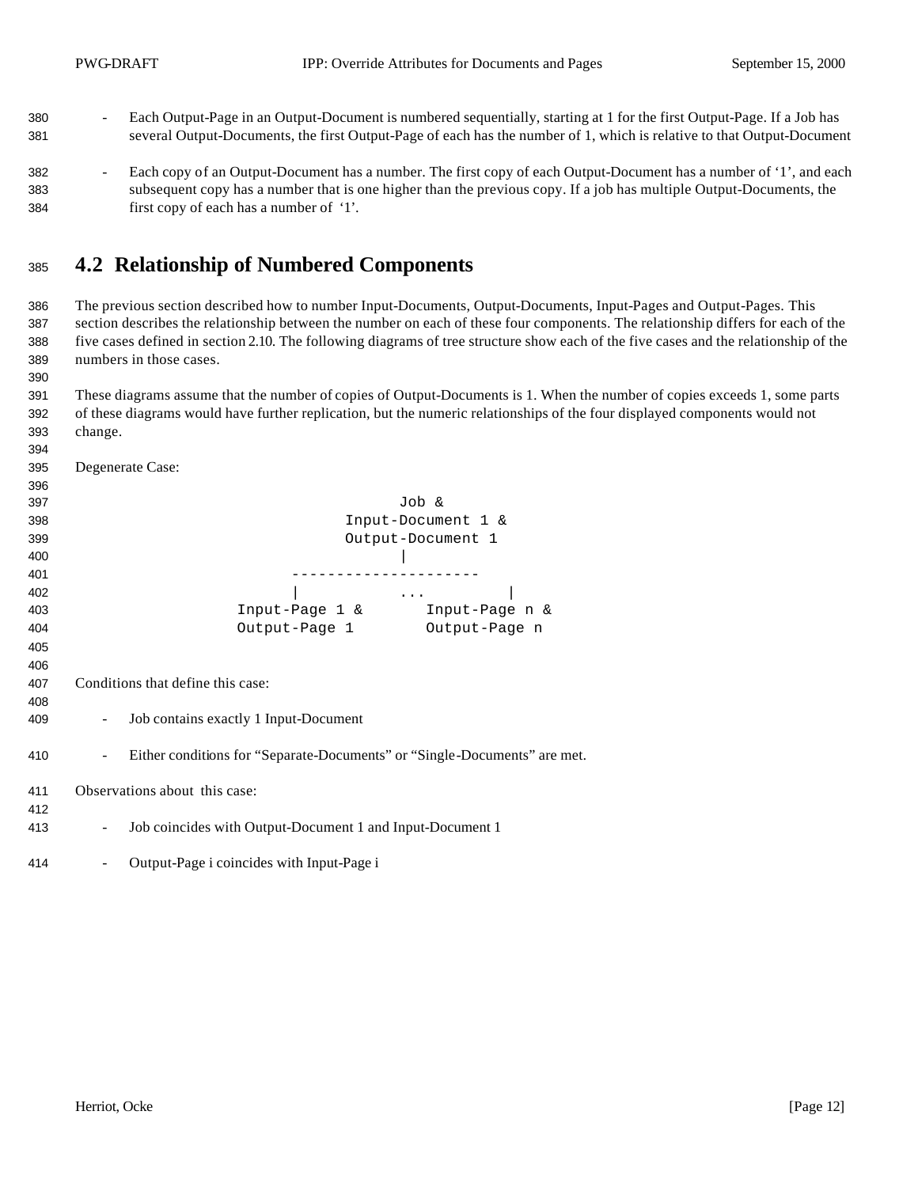- Each Output-Page in an Output-Document is numbered sequentially, starting at 1 for the first Output-Page. If a Job has several Output-Documents, the first Output-Page of each has the number of 1, which is relative to that Output-Document

- Each copy of an Output-Document has a number. The first copy of each Output-Document has a number of '1', and each subsequent copy has a number that is one higher than the previous copy. If a job has multiple Output-Documents, the first copy of each has a number of '1'.

## 4.2 Relationship of Numbered Components

The previous section described how to number Input-Documents, Output-Documents, Input-Pages and Output-Pages. This section describes the relationship between the number on each of these four components. The relationship differs for each of the five cases defined in section 2.10. The following diagrams of tree structure show each of the five cases and the relationship of the numbers in those cases.

These diagrams assume that the number of copies of Output-Documents is 1. When the number of copies exceeds 1, some parts of these diagrams would have further replication, but the numeric relationships of the four displayed components would not change.

Degenerate Case:

```
                        Job &
                  Input-Document 1 &
                  Output-Document 1
                          |
             ---------------------
             |          ...         |
      Input-Page 1 &        Input-Page n &
      Output-Page 1         Output-Page n
```

Conditions that define this case:

- Job contains exactly 1 Input-Document

- Either conditions for "Separate-Documents" or "Single-Documents" are met.

Observations about this case:

- Job coincides with Output-Document 1 and Input-Document 1

- Output-Page i coincides with Input-Page i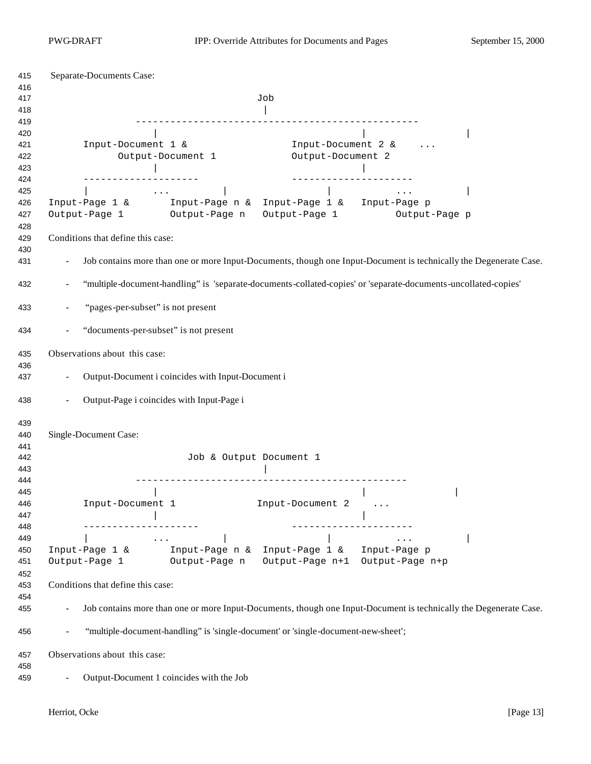Separate-Documents Case:

```
                                  Job
                                   |
             ------------------------------------------------
                |                                    |                 |
      Input-Document 1 &                  Input-Document 2 &    ...
            Output-Document 1             Output-Document 2
                |                                    |
      --------------------                --------------------
      |           ...         |                 |           ...          |
Input-Page 1 &       Input-Page n &  Input-Page 1 &   Input-Page p
Output-Page 1        Output-Page n   Output-Page 1          Output-Page p
```

Conditions that define this case:

- Job contains more than one or more Input-Documents, though one Input-Document is technically the Degenerate Case.
- “multiple-document-handling” is 'separate-documents-collated-copies' or 'separate-documents-uncollated-copies'
- “pages-per-subset” is not present
- “documents-per-subset” is not present

Observations about this case:

- Output-Document i coincides with Input-Document i
- Output-Page i coincides with Input-Page i

Single-Document Case:

```
                        Job & Output Document 1
                                   |
             -----------------------------------------------
                |                                    |               |
      Input-Document 1              Input-Document 2    ...
                |                                    |
      --------------------                --------------------
      |           ...         |                 |           ...          |
Input-Page 1 &       Input-Page n &  Input-Page 1 &   Input-Page p
Output-Page 1        Output-Page n   Output-Page n+1  Output-Page n+p
```

Conditions that define this case:

- Job contains more than one or more Input-Documents, though one Input-Document is technically the Degenerate Case.
- “multiple-document-handling” is 'single-document' or 'single-document-new-sheet';

Observations about this case:

- Output-Document 1 coincides with the Job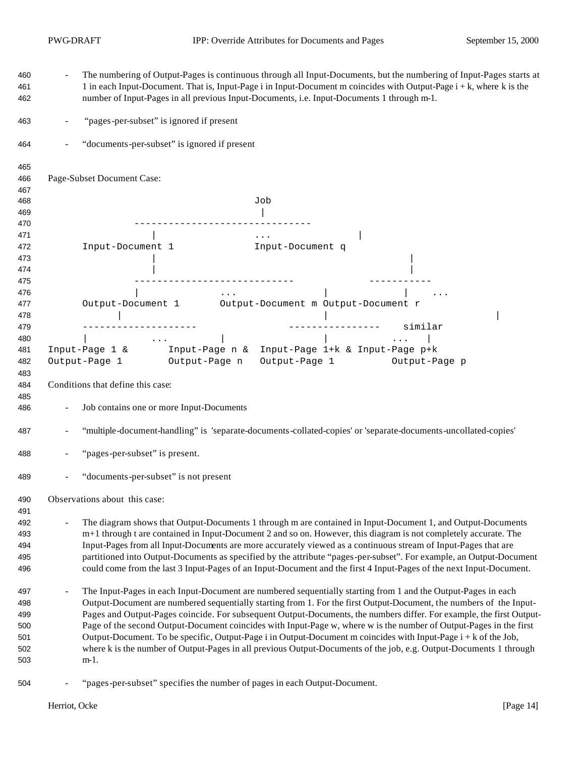- The numbering of Output-Pages is continuous through all Input-Documents, but the numbering of Input-Pages starts at 1 in each Input-Document. That is, Input-Page i in Input-Document m coincides with Output-Page i + k, where k is the number of Input-Pages in all previous Input-Documents, i.e. Input-Documents 1 through m-1.

- "pages-per-subset" is ignored if present

- "documents-per-subset" is ignored if present

Page-Subset Document Case:

```
                                  Job
                                   |
               ------------------------------
                    |              ...              |
      Input-Document 1             Input-Document q
                    |                                  |
                    |                                  |
               ---------------------------          -----------
               |            ...              |           |    ...
      Output-Document 1       Output-Document m Output-Document r
          |                                  |                       |
      -------------------              ---------------    similar
      |          ...        |            |           ...   |
Input-Page 1 &       Input-Page n &  Input-Page 1+k & Input-Page p+k
Output-Page 1        Output-Page n   Output-Page 1          Output-Page p
```

Conditions that define this case:

- Job contains one or more Input-Documents

- "multiple-document-handling" is 'separate-documents-collated-copies' or 'separate-documents-uncollated-copies'

- "pages-per-subset" is present.

- "documents-per-subset" is not present

Observations about this case:

- The diagram shows that Output-Documents 1 through m are contained in Input-Document 1, and Output-Documents m+1 through t are contained in Input-Document 2 and so on. However, this diagram is not completely accurate. The Input-Pages from all Input-Documents are more accurately viewed as a continuous stream of Input-Pages that are partitioned into Output-Documents as specified by the attribute "pages-per-subset". For example, an Output-Document could come from the last 3 Input-Pages of an Input-Document and the first 4 Input-Pages of the next Input-Document.

- The Input-Pages in each Input-Document are numbered sequentially starting from 1 and the Output-Pages in each Output-Document are numbered sequentially starting from 1. For the first Output-Document, the numbers of the Input-Pages and Output-Pages coincide. For subsequent Output-Documents, the numbers differ. For example, the first Output-Page of the second Output-Document coincides with Input-Page w, where w is the number of Output-Pages in the first Output-Document. To be specific, Output-Page i in Output-Document m coincides with Input-Page i + k of the Job, where k is the number of Output-Pages in all previous Output-Documents of the job, e.g. Output-Documents 1 through m-1.

- "pages-per-subset" specifies the number of pages in each Output-Document.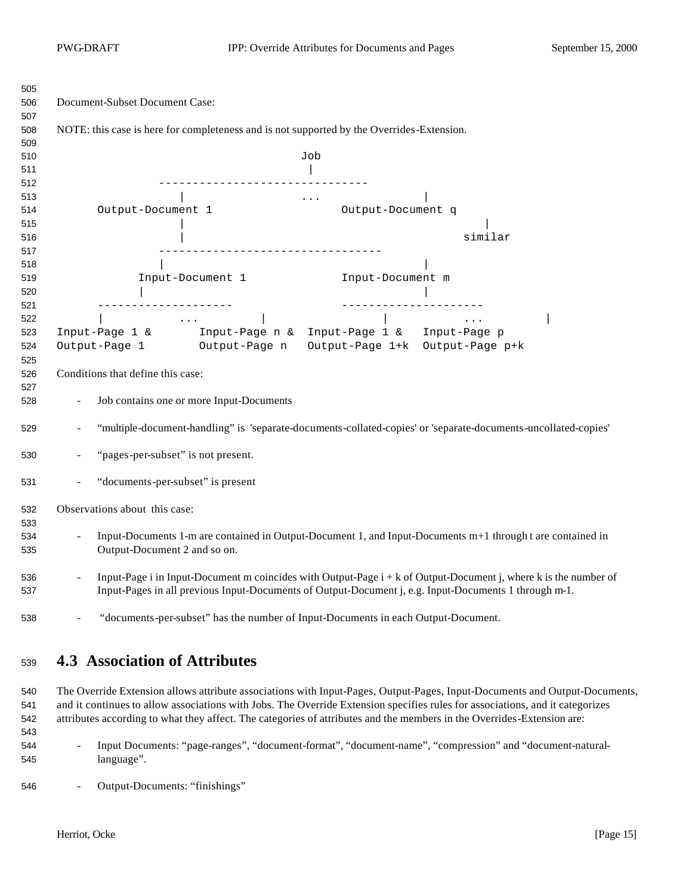Document-Subset Document Case:

NOTE: this case is here for completeness and is not supported by the Overrides-Extension.

```
                                    Job
                                     |
                 ------------------------------
                    |              ...            |
        Output-Document 1                  Output-Document q
                    |                                         |
                    |                                      similar
                 --------------------------------
                 |                                     |
             Input-Document 1             Input-Document m
             |                                         |
        -------------------            --------------------
        |          ...        |                 |          ...          |
Input-Page 1 &       Input-Page n &  Input-Page 1 &   Input-Page p
Output-Page 1        Output-Page n   Output-Page 1+k  Output-Page p+k
```

Conditions that define this case:

- Job contains one or more Input-Documents
- “multiple-document-handling” is 'separate-documents-collated-copies' or 'separate-documents-uncollated-copies'
- “pages-per-subset” is not present.
- “documents-per-subset” is present

Observations about this case:

- Input-Documents 1-m are contained in Output-Document 1, and Input-Documents m+1 through t are contained in Output-Document 2 and so on.
- Input-Page i in Input-Document m coincides with Output-Page i + k of Output-Document j, where k is the number of Input-Pages in all previous Input-Documents of Output-Document j, e.g. Input-Documents 1 through m-1.
- “documents-per-subset” has the number of Input-Documents in each Output-Document.

## 4.3 Association of Attributes

The Override Extension allows attribute associations with Input-Pages, Output-Pages, Input-Documents and Output-Documents, and it continues to allow associations with Jobs. The Override Extension specifies rules for associations, and it categorizes attributes according to what they affect. The categories of attributes and the members in the Overrides-Extension are:

- Input Documents: “page-ranges”, “document-format”, “document-name”, “compression” and “document-natural-language”.
- Output-Documents: “finishings”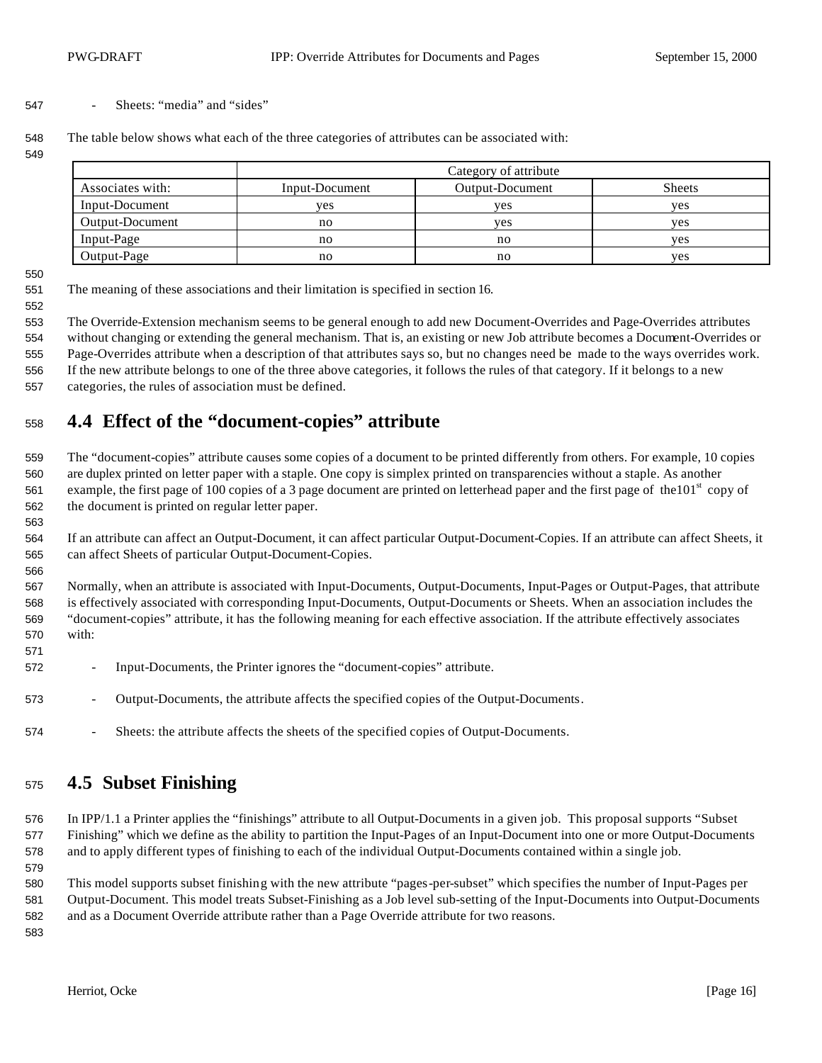- Sheets: “media” and “sides”

The table below shows what each of the three categories of attributes can be associated with:

| | Category of attribute | | |
|---|---|---|---|
| Associates with: | Input-Document | Output-Document | Sheets |
| Input-Document | yes | yes | yes |
| Output-Document | no | yes | yes |
| Input-Page | no | no | yes |
| Output-Page | no | no | yes |

The meaning of these associations and their limitation is specified in section 16.

The Override-Extension mechanism seems to be general enough to add new Document-Overrides and Page-Overrides attributes without changing or extending the general mechanism. That is, an existing or new Job attribute becomes a Document-Overrides or Page-Overrides attribute when a description of that attributes says so, but no changes need be made to the ways overrides work. If the new attribute belongs to one of the three above categories, it follows the rules of that category. If it belongs to a new categories, the rules of association must be defined.

## 4.4 Effect of the “document-copies” attribute

The “document-copies” attribute causes some copies of a document to be printed differently from others. For example, 10 copies are duplex printed on letter paper with a staple. One copy is simplex printed on transparencies without a staple. As another example, the first page of 100 copies of a 3 page document are printed on letterhead paper and the first page of the101st copy of the document is printed on regular letter paper.

If an attribute can affect an Output-Document, it can affect particular Output-Document-Copies. If an attribute can affect Sheets, it can affect Sheets of particular Output-Document-Copies.

Normally, when an attribute is associated with Input-Documents, Output-Documents, Input-Pages or Output-Pages, that attribute is effectively associated with corresponding Input-Documents, Output-Documents or Sheets. When an association includes the “document-copies” attribute, it has the following meaning for each effective association. If the attribute effectively associates with:

- Input-Documents, the Printer ignores the “document-copies” attribute.
- Output-Documents, the attribute affects the specified copies of the Output-Documents.
- Sheets: the attribute affects the sheets of the specified copies of Output-Documents.

## 4.5 Subset Finishing

In IPP/1.1 a Printer applies the “finishings” attribute to all Output-Documents in a given job. This proposal supports “Subset Finishing” which we define as the ability to partition the Input-Pages of an Input-Document into one or more Output-Documents and to apply different types of finishing to each of the individual Output-Documents contained within a single job.

This model supports subset finishing with the new attribute “pages-per-subset” which specifies the number of Input-Pages per Output-Document. This model treats Subset-Finishing as a Job level sub-setting of the Input-Documents into Output-Documents and as a Document Override attribute rather than a Page Override attribute for two reasons.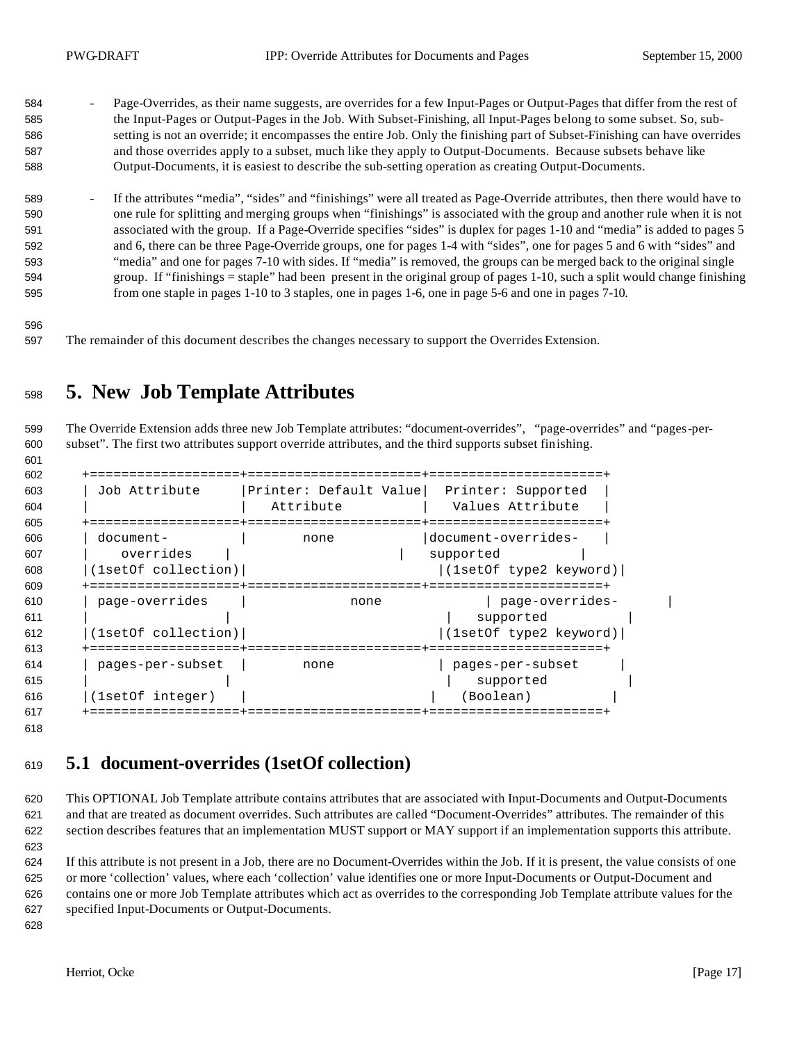- Page-Overrides, as their name suggests, are overrides for a few Input-Pages or Output-Pages that differ from the rest of the Input-Pages or Output-Pages in the Job. With Subset-Finishing, all Input-Pages belong to some subset. So, sub-setting is not an override; it encompasses the entire Job. Only the finishing part of Subset-Finishing can have overrides and those overrides apply to a subset, much like they apply to Output-Documents. Because subsets behave like Output-Documents, it is easiest to describe the sub-setting operation as creating Output-Documents.

- If the attributes "media", "sides" and "finishings" were all treated as Page-Override attributes, then there would have to one rule for splitting and merging groups when "finishings" is associated with the group and another rule when it is not associated with the group. If a Page-Override specifies "sides" is duplex for pages 1-10 and "media" is added to pages 5 and 6, there can be three Page-Override groups, one for pages 1-4 with "sides", one for pages 5 and 6 with "sides" and "media" and one for pages 7-10 with sides. If "media" is removed, the groups can be merged back to the original single group. If "finishings = staple" had been present in the original group of pages 1-10, such a split would change finishing from one staple in pages 1-10 to 3 staples, one in pages 1-6, one in page 5-6 and one in pages 7-10.

The remainder of this document describes the changes necessary to support the Overrides Extension.

# 5. New Job Template Attributes

The Override Extension adds three new Job Template attributes: "document-overrides", "page-overrides" and "pages-per-subset". The first two attributes support override attributes, and the third supports subset finishing.

| Job Attribute | Printer: Default Value Attribute | Printer: Supported Values Attribute |
|---|---|---|
| document-overrides (1setOf collection) | none | document-overrides-supported (1setOf type2 keyword) |
| page-overrides (1setOf collection) | none | page-overrides-supported (1setOf type2 keyword) |
| pages-per-subset (1setOf integer) | none | pages-per-subset supported (Boolean) |

## 5.1 document-overrides (1setOf collection)

This OPTIONAL Job Template attribute contains attributes that are associated with Input-Documents and Output-Documents and that are treated as document overrides. Such attributes are called "Document-Overrides" attributes. The remainder of this section describes features that an implementation MUST support or MAY support if an implementation supports this attribute.

If this attribute is not present in a Job, there are no Document-Overrides within the Job. If it is present, the value consists of one or more 'collection' values, where each 'collection' value identifies one or more Input-Documents or Output-Document and contains one or more Job Template attributes which act as overrides to the corresponding Job Template attribute values for the specified Input-Documents or Output-Documents.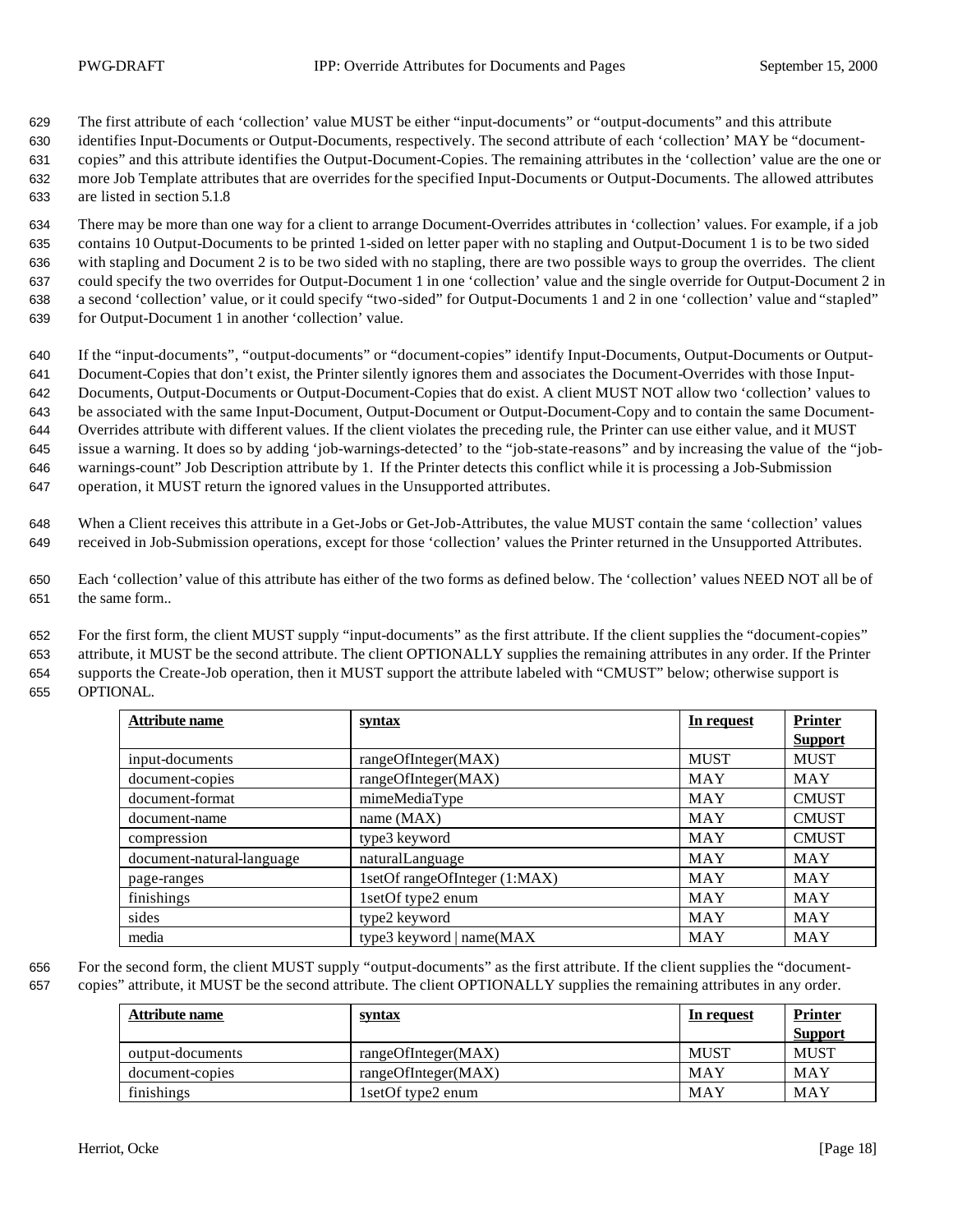The first attribute of each 'collection' value MUST be either "input-documents" or "output-documents" and this attribute identifies Input-Documents or Output-Documents, respectively. The second attribute of each 'collection' MAY be "document-copies" and this attribute identifies the Output-Document-Copies. The remaining attributes in the 'collection' value are the one or more Job Template attributes that are overrides for the specified Input-Documents or Output-Documents. The allowed attributes are listed in section 5.1.8

There may be more than one way for a client to arrange Document-Overrides attributes in 'collection' values. For example, if a job contains 10 Output-Documents to be printed 1-sided on letter paper with no stapling and Output-Document 1 is to be two sided with stapling and Document 2 is to be two sided with no stapling, there are two possible ways to group the overrides. The client could specify the two overrides for Output-Document 1 in one 'collection' value and the single override for Output-Document 2 in a second 'collection' value, or it could specify "two-sided" for Output-Documents 1 and 2 in one 'collection' value and "stapled" for Output-Document 1 in another 'collection' value.

If the "input-documents", "output-documents" or "document-copies" identify Input-Documents, Output-Documents or Output-Document-Copies that don't exist, the Printer silently ignores them and associates the Document-Overrides with those Input-Documents, Output-Documents or Output-Document-Copies that do exist. A client MUST NOT allow two 'collection' values to be associated with the same Input-Document, Output-Document or Output-Document-Copy and to contain the same Document-Overrides attribute with different values. If the client violates the preceding rule, the Printer can use either value, and it MUST issue a warning. It does so by adding 'job-warnings-detected' to the "job-state-reasons" and by increasing the value of the "job-warnings-count" Job Description attribute by 1. If the Printer detects this conflict while it is processing a Job-Submission operation, it MUST return the ignored values in the Unsupported attributes.

When a Client receives this attribute in a Get-Jobs or Get-Job-Attributes, the value MUST contain the same 'collection' values received in Job-Submission operations, except for those 'collection' values the Printer returned in the Unsupported Attributes.

Each 'collection' value of this attribute has either of the two forms as defined below. The 'collection' values NEED NOT all be of the same form..

For the first form, the client MUST supply "input-documents" as the first attribute. If the client supplies the "document-copies" attribute, it MUST be the second attribute. The client OPTIONALLY supplies the remaining attributes in any order. If the Printer supports the Create-Job operation, then it MUST support the attribute labeled with "CMUST" below; otherwise support is OPTIONAL.

| Attribute name | syntax | In request | Printer Support |
|---|---|---|---|
| input-documents | rangeOfInteger(MAX) | MUST | MUST |
| document-copies | rangeOfInteger(MAX) | MAY | MAY |
| document-format | mimeMediaType | MAY | CMUST |
| document-name | name (MAX) | MAY | CMUST |
| compression | type3 keyword | MAY | CMUST |
| document-natural-language | naturalLanguage | MAY | MAY |
| page-ranges | 1setOf rangeOfInteger (1:MAX) | MAY | MAY |
| finishings | 1setOf type2 enum | MAY | MAY |
| sides | type2 keyword | MAY | MAY |
| media | type3 keyword \| name(MAX | MAY | MAY |

For the second form, the client MUST supply "output-documents" as the first attribute. If the client supplies the "document-copies" attribute, it MUST be the second attribute. The client OPTIONALLY supplies the remaining attributes in any order.

| Attribute name | syntax | In request | Printer Support |
|---|---|---|---|
| output-documents | rangeOfInteger(MAX) | MUST | MUST |
| document-copies | rangeOfInteger(MAX) | MAY | MAY |
| finishings | 1setOf type2 enum | MAY | MAY |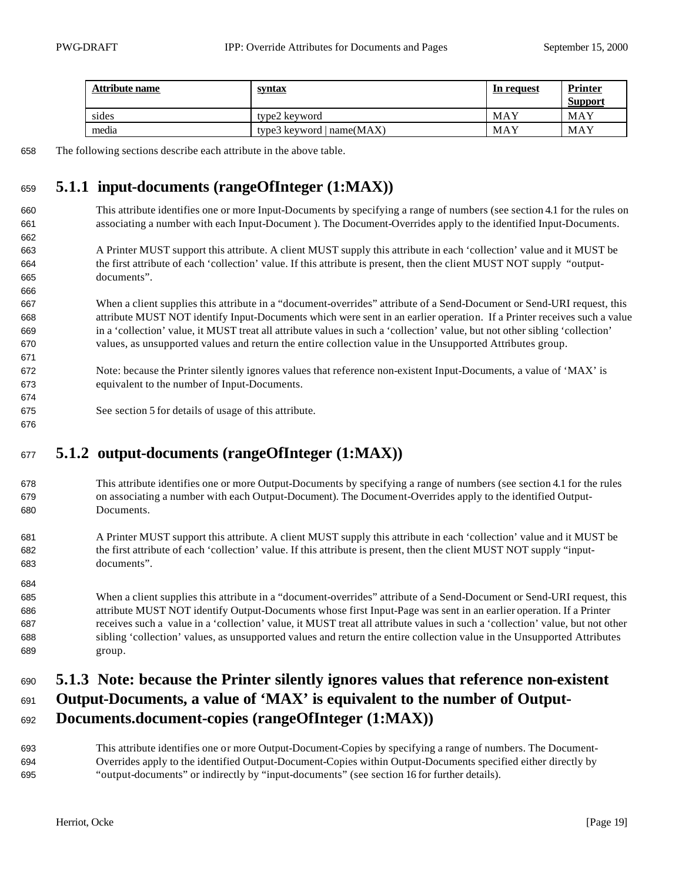| Attribute name | syntax | In request | Printer Support |
|---|---|---|---|
| sides | type2 keyword | MAY | MAY |
| media | type3 keyword \| name(MAX) | MAY | MAY |

The following sections describe each attribute in the above table.

### 5.1.1 input-documents (rangeOfInteger (1:MAX))

This attribute identifies one or more Input-Documents by specifying a range of numbers (see section 4.1 for the rules on associating a number with each Input-Document ). The Document-Overrides apply to the identified Input-Documents.

A Printer MUST support this attribute. A client MUST supply this attribute in each 'collection' value and it MUST be the first attribute of each 'collection' value. If this attribute is present, then the client MUST NOT supply "output-documents".

When a client supplies this attribute in a "document-overrides" attribute of a Send-Document or Send-URI request, this attribute MUST NOT identify Input-Documents which were sent in an earlier operation. If a Printer receives such a value in a 'collection' value, it MUST treat all attribute values in such a 'collection' value, but not other sibling 'collection' values, as unsupported values and return the entire collection value in the Unsupported Attributes group.

Note: because the Printer silently ignores values that reference non-existent Input-Documents, a value of 'MAX' is equivalent to the number of Input-Documents.

See section 5 for details of usage of this attribute.

### 5.1.2 output-documents (rangeOfInteger (1:MAX))

This attribute identifies one or more Output-Documents by specifying a range of numbers (see section 4.1 for the rules on associating a number with each Output-Document). The Document-Overrides apply to the identified Output-Documents.

A Printer MUST support this attribute. A client MUST supply this attribute in each 'collection' value and it MUST be the first attribute of each 'collection' value. If this attribute is present, then the client MUST NOT supply "input-documents".

When a client supplies this attribute in a "document-overrides" attribute of a Send-Document or Send-URI request, this attribute MUST NOT identify Output-Documents whose first Input-Page was sent in an earlier operation. If a Printer receives such a value in a 'collection' value, it MUST treat all attribute values in such a 'collection' value, but not other sibling 'collection' values, as unsupported values and return the entire collection value in the Unsupported Attributes group.

### 5.1.3 Note: because the Printer silently ignores values that reference non-existent Output-Documents, a value of 'MAX' is equivalent to the number of Output-Documents.document-copies (rangeOfInteger (1:MAX))

This attribute identifies one or more Output-Document-Copies by specifying a range of numbers. The Document-Overrides apply to the identified Output-Document-Copies within Output-Documents specified either directly by "output-documents" or indirectly by "input-documents" (see section 16 for further details).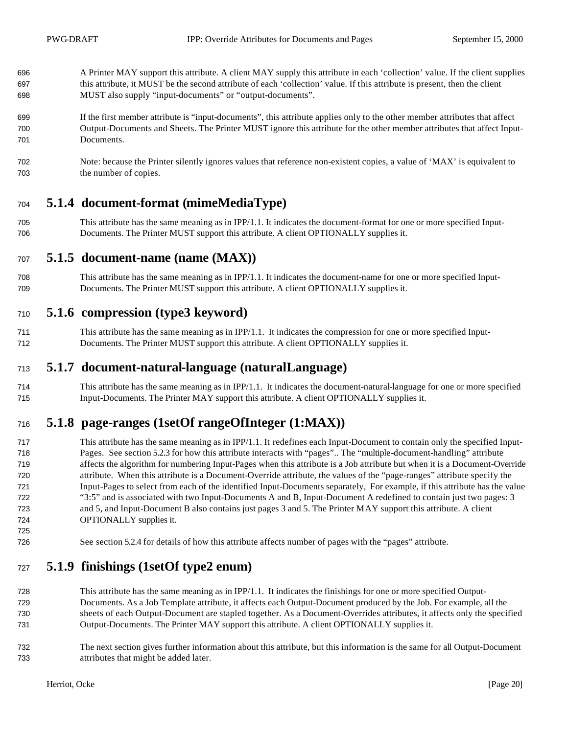A Printer MAY support this attribute. A client MAY supply this attribute in each 'collection' value. If the client supplies this attribute, it MUST be the second attribute of each 'collection' value. If this attribute is present, then the client MUST also supply "input-documents" or "output-documents".

If the first member attribute is "input-documents", this attribute applies only to the other member attributes that affect Output-Documents and Sheets. The Printer MUST ignore this attribute for the other member attributes that affect Input-Documents.

Note: because the Printer silently ignores values that reference non-existent copies, a value of 'MAX' is equivalent to the number of copies.

### 5.1.4 document-format (mimeMediaType)

This attribute has the same meaning as in IPP/1.1. It indicates the document-format for one or more specified Input-Documents. The Printer MUST support this attribute. A client OPTIONALLY supplies it.

### 5.1.5 document-name (name (MAX))

This attribute has the same meaning as in IPP/1.1. It indicates the document-name for one or more specified Input-Documents. The Printer MUST support this attribute. A client OPTIONALLY supplies it.

### 5.1.6 compression (type3 keyword)

This attribute has the same meaning as in IPP/1.1. It indicates the compression for one or more specified Input-Documents. The Printer MUST support this attribute. A client OPTIONALLY supplies it.

### 5.1.7 document-natural-language (naturalLanguage)

This attribute has the same meaning as in IPP/1.1. It indicates the document-natural-language for one or more specified Input-Documents. The Printer MAY support this attribute. A client OPTIONALLY supplies it.

### 5.1.8 page-ranges (1setOf rangeOfInteger (1:MAX))

This attribute has the same meaning as in IPP/1.1. It redefines each Input-Document to contain only the specified Input-Pages. See section 5.2.3 for how this attribute interacts with "pages".. The "multiple-document-handling" attribute affects the algorithm for numbering Input-Pages when this attribute is a Job attribute but when it is a Document-Override attribute. When this attribute is a Document-Override attribute, the values of the "page-ranges" attribute specify the Input-Pages to select from each of the identified Input-Documents separately, For example, if this attribute has the value "3:5" and is associated with two Input-Documents A and B, Input-Document A redefined to contain just two pages: 3 and 5, and Input-Document B also contains just pages 3 and 5. The Printer MAY support this attribute. A client OPTIONALLY supplies it.

See section 5.2.4 for details of how this attribute affects number of pages with the "pages" attribute.

### 5.1.9 finishings (1setOf type2 enum)

This attribute has the same meaning as in IPP/1.1. It indicates the finishings for one or more specified Output-Documents. As a Job Template attribute, it affects each Output-Document produced by the Job. For example, all the sheets of each Output-Document are stapled together. As a Document-Overrides attributes, it affects only the specified Output-Documents. The Printer MAY support this attribute. A client OPTIONALLY supplies it.

The next section gives further information about this attribute, but this information is the same for all Output-Document attributes that might be added later.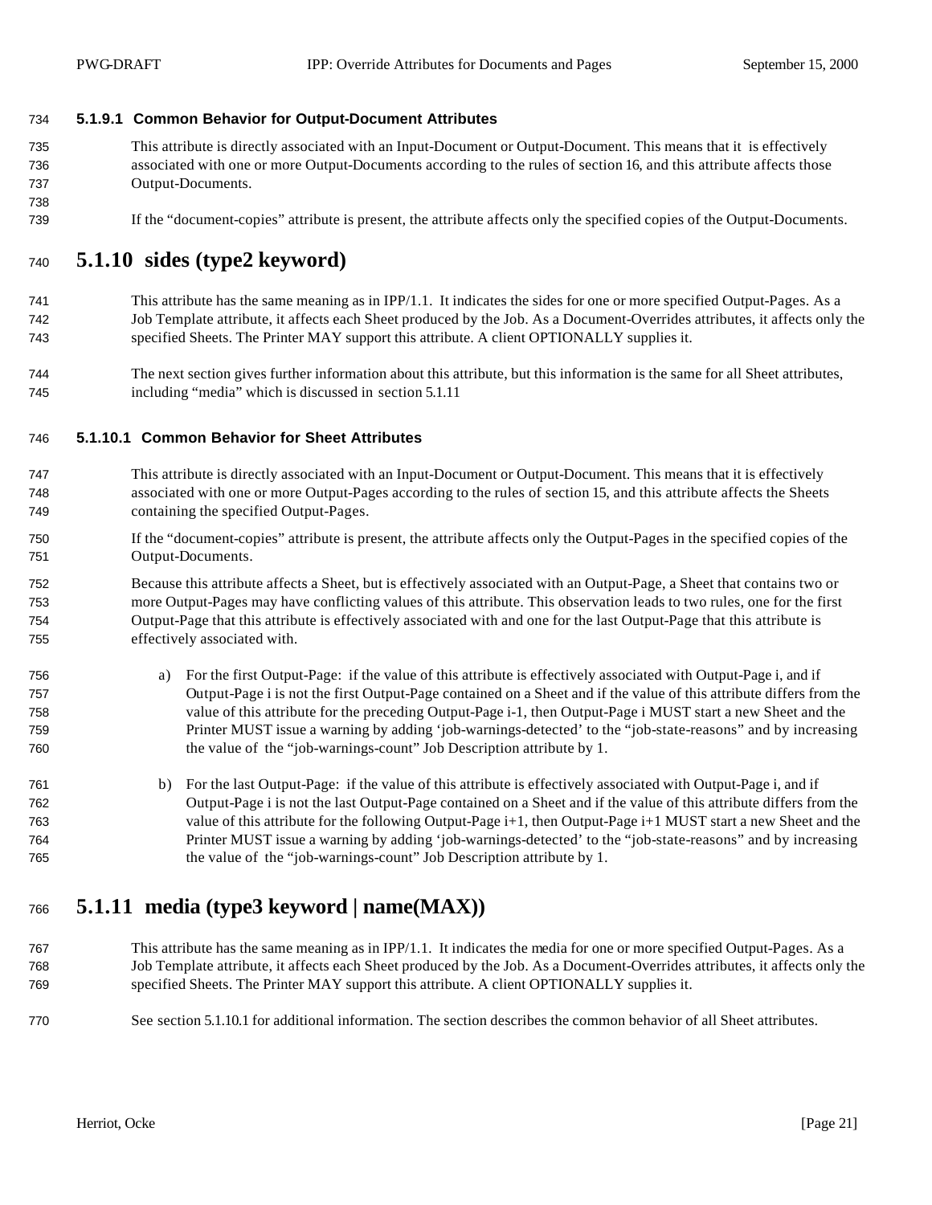#### 5.1.9.1 Common Behavior for Output-Document Attributes

This attribute is directly associated with an Input-Document or Output-Document. This means that it is effectively associated with one or more Output-Documents according to the rules of section 16, and this attribute affects those Output-Documents.

If the "document-copies" attribute is present, the attribute affects only the specified copies of the Output-Documents.

### 5.1.10 sides (type2 keyword)

This attribute has the same meaning as in IPP/1.1. It indicates the sides for one or more specified Output-Pages. As a Job Template attribute, it affects each Sheet produced by the Job. As a Document-Overrides attributes, it affects only the specified Sheets. The Printer MAY support this attribute. A client OPTIONALLY supplies it.

The next section gives further information about this attribute, but this information is the same for all Sheet attributes, including "media" which is discussed in section 5.1.11

#### 5.1.10.1 Common Behavior for Sheet Attributes

This attribute is directly associated with an Input-Document or Output-Document. This means that it is effectively associated with one or more Output-Pages according to the rules of section 15, and this attribute affects the Sheets containing the specified Output-Pages.

If the "document-copies" attribute is present, the attribute affects only the Output-Pages in the specified copies of the Output-Documents.

Because this attribute affects a Sheet, but is effectively associated with an Output-Page, a Sheet that contains two or more Output-Pages may have conflicting values of this attribute. This observation leads to two rules, one for the first Output-Page that this attribute is effectively associated with and one for the last Output-Page that this attribute is effectively associated with.

a) For the first Output-Page: if the value of this attribute is effectively associated with Output-Page i, and if Output-Page i is not the first Output-Page contained on a Sheet and if the value of this attribute differs from the value of this attribute for the preceding Output-Page i-1, then Output-Page i MUST start a new Sheet and the Printer MUST issue a warning by adding 'job-warnings-detected' to the "job-state-reasons" and by increasing the value of the "job-warnings-count" Job Description attribute by 1.

b) For the last Output-Page: if the value of this attribute is effectively associated with Output-Page i, and if Output-Page i is not the last Output-Page contained on a Sheet and if the value of this attribute differs from the value of this attribute for the following Output-Page i+1, then Output-Page i+1 MUST start a new Sheet and the Printer MUST issue a warning by adding 'job-warnings-detected' to the "job-state-reasons" and by increasing the value of the "job-warnings-count" Job Description attribute by 1.

### 5.1.11 media (type3 keyword | name(MAX))

This attribute has the same meaning as in IPP/1.1. It indicates the media for one or more specified Output-Pages. As a Job Template attribute, it affects each Sheet produced by the Job. As a Document-Overrides attributes, it affects only the specified Sheets. The Printer MAY support this attribute. A client OPTIONALLY supplies it.

See section 5.1.10.1 for additional information. The section describes the common behavior of all Sheet attributes.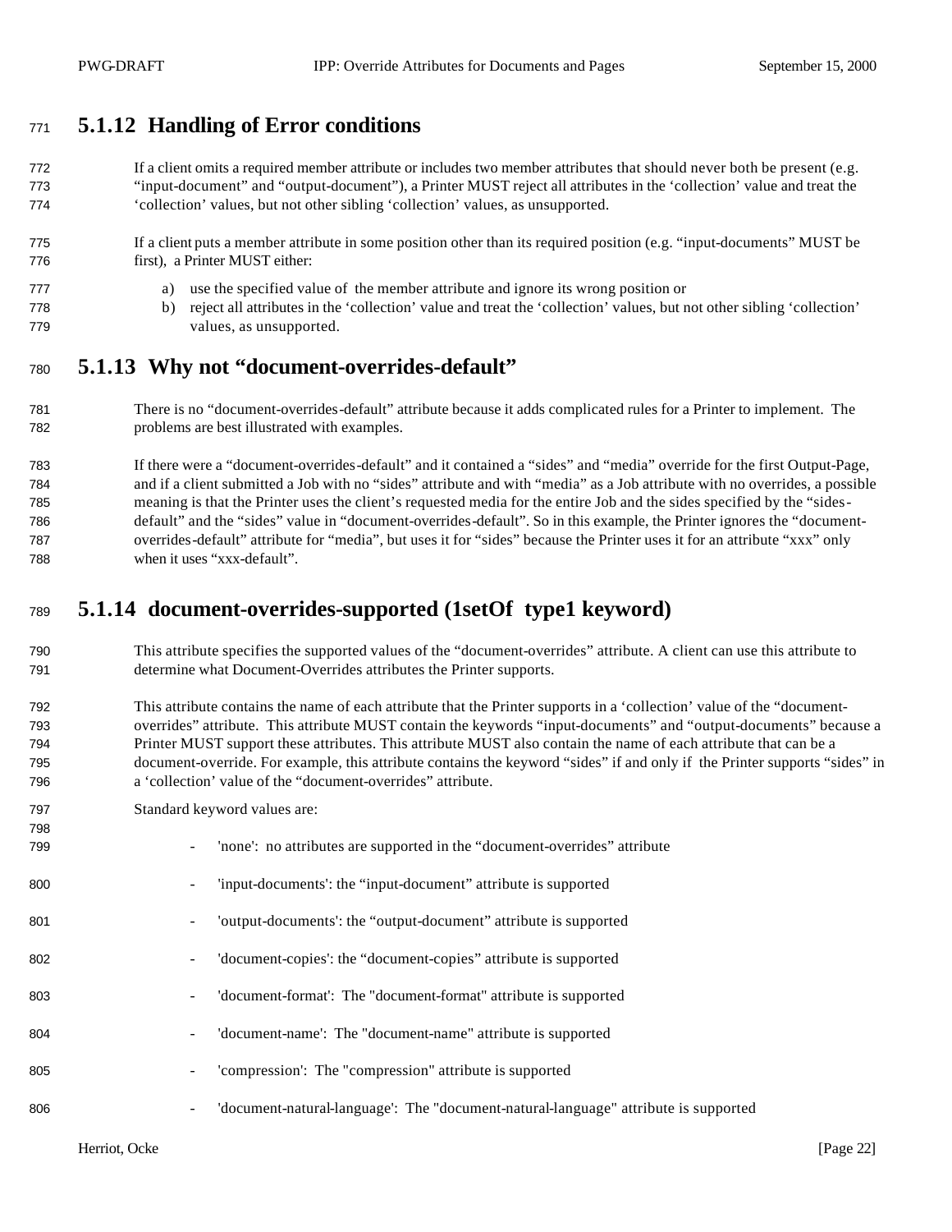### 5.1.12 Handling of Error conditions

If a client omits a required member attribute or includes two member attributes that should never both be present (e.g. "input-document" and "output-document"), a Printer MUST reject all attributes in the 'collection' value and treat the 'collection' values, but not other sibling 'collection' values, as unsupported.

If a client puts a member attribute in some position other than its required position (e.g. "input-documents" MUST be first), a Printer MUST either:

a) use the specified value of the member attribute and ignore its wrong position or
b) reject all attributes in the 'collection' value and treat the 'collection' values, but not other sibling 'collection' values, as unsupported.

### 5.1.13 Why not "document-overrides-default"

There is no "document-overrides-default" attribute because it adds complicated rules for a Printer to implement. The problems are best illustrated with examples.

If there were a "document-overrides-default" and it contained a "sides" and "media" override for the first Output-Page, and if a client submitted a Job with no "sides" attribute and with "media" as a Job attribute with no overrides, a possible meaning is that the Printer uses the client's requested media for the entire Job and the sides specified by the "sides-default" and the "sides" value in "document-overrides-default". So in this example, the Printer ignores the "document-overrides-default" attribute for "media", but uses it for "sides" because the Printer uses it for an attribute "xxx" only when it uses "xxx-default".

### 5.1.14 document-overrides-supported (1setOf type1 keyword)

This attribute specifies the supported values of the "document-overrides" attribute. A client can use this attribute to determine what Document-Overrides attributes the Printer supports.

This attribute contains the name of each attribute that the Printer supports in a 'collection' value of the "document-overrides" attribute. This attribute MUST contain the keywords "input-documents" and "output-documents" because a Printer MUST support these attributes. This attribute MUST also contain the name of each attribute that can be a document-override. For example, this attribute contains the keyword "sides" if and only if the Printer supports "sides" in a 'collection' value of the "document-overrides" attribute.

Standard keyword values are:

- 'none': no attributes are supported in the "document-overrides" attribute
- 'input-documents': the "input-document" attribute is supported
- 'output-documents': the "output-document" attribute is supported
- 'document-copies': the "document-copies" attribute is supported
- 'document-format': The "document-format" attribute is supported
- 'document-name': The "document-name" attribute is supported
- 'compression': The "compression" attribute is supported
- 'document-natural-language': The "document-natural-language" attribute is supported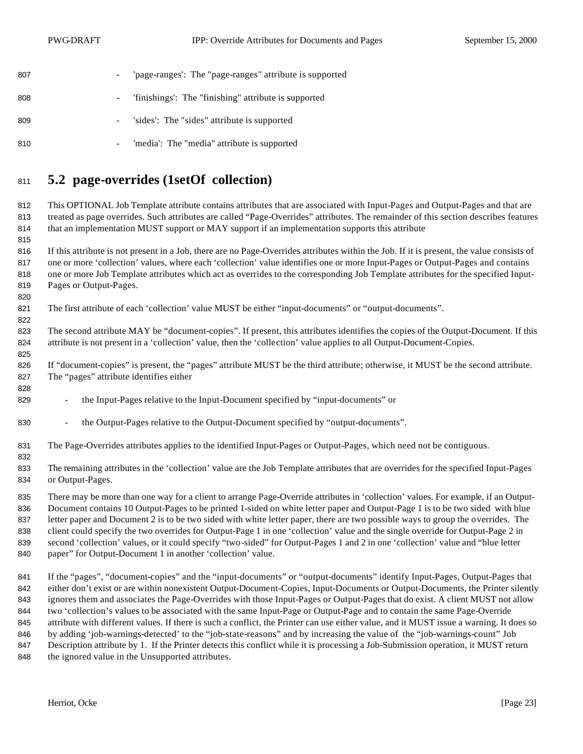- 'page-ranges': The "page-ranges" attribute is supported
- 'finishings': The "finishing" attribute is supported
- 'sides': The "sides" attribute is supported
- 'media': The "media" attribute is supported

## 5.2 page-overrides (1setOf collection)

This OPTIONAL Job Template attribute contains attributes that are associated with Input-Pages and Output-Pages and that are treated as page overrides. Such attributes are called "Page-Overrides" attributes. The remainder of this section describes features that an implementation MUST support or MAY support if an implementation supports this attribute

If this attribute is not present in a Job, there are no Page-Overrides attributes within the Job. If it is present, the value consists of one or more 'collection' values, where each 'collection' value identifies one or more Input-Pages or Output-Pages and contains one or more Job Template attributes which act as overrides to the corresponding Job Template attributes for the specified Input-Pages or Output-Pages.

The first attribute of each 'collection' value MUST be either "input-documents" or "output-documents".

The second attribute MAY be "document-copies". If present, this attributes identifies the copies of the Output-Document. If this attribute is not present in a 'collection' value, then the 'collection' value applies to all Output-Document-Copies.

If "document-copies" is present, the "pages" attribute MUST be the third attribute; otherwise, it MUST be the second attribute. The "pages" attribute identifies either

- the Input-Pages relative to the Input-Document specified by "input-documents" or
- the Output-Pages relative to the Output-Document specified by "output-documents".

The Page-Overrides attributes applies to the identified Input-Pages or Output-Pages, which need not be contiguous.

The remaining attributes in the 'collection' value are the Job Template attributes that are overrides for the specified Input-Pages or Output-Pages.

There may be more than one way for a client to arrange Page-Override attributes in 'collection' values. For example, if an Output-Document contains 10 Output-Pages to be printed 1-sided on white letter paper and Output-Page 1 is to be two sided with blue letter paper and Document 2 is to be two sided with white letter paper, there are two possible ways to group the overrides. The client could specify the two overrides for Output-Page 1 in one 'collection' value and the single override for Output-Page 2 in second 'collection' values, or it could specify "two-sided" for Output-Pages 1 and 2 in one 'collection' value and "blue letter paper" for Output-Document 1 in another 'collection' value.

If the "pages", "document-copies" and the "input-documents" or "output-documents" identify Input-Pages, Output-Pages that either don't exist or are within nonexistent Output-Document-Copies, Input-Documents or Output-Documents, the Printer silently ignores them and associates the Page-Overrides with those Input-Pages or Output-Pages that do exist. A client MUST not allow two 'collection's values to be associated with the same Input-Page or Output-Page and to contain the same Page-Override attribute with different values. If there is such a conflict, the Printer can use either value, and it MUST issue a warning. It does so by adding 'job-warnings-detected' to the "job-state-reasons" and by increasing the value of the "job-warnings-count" Job Description attribute by 1. If the Printer detects this conflict while it is processing a Job-Submission operation, it MUST return the ignored value in the Unsupported attributes.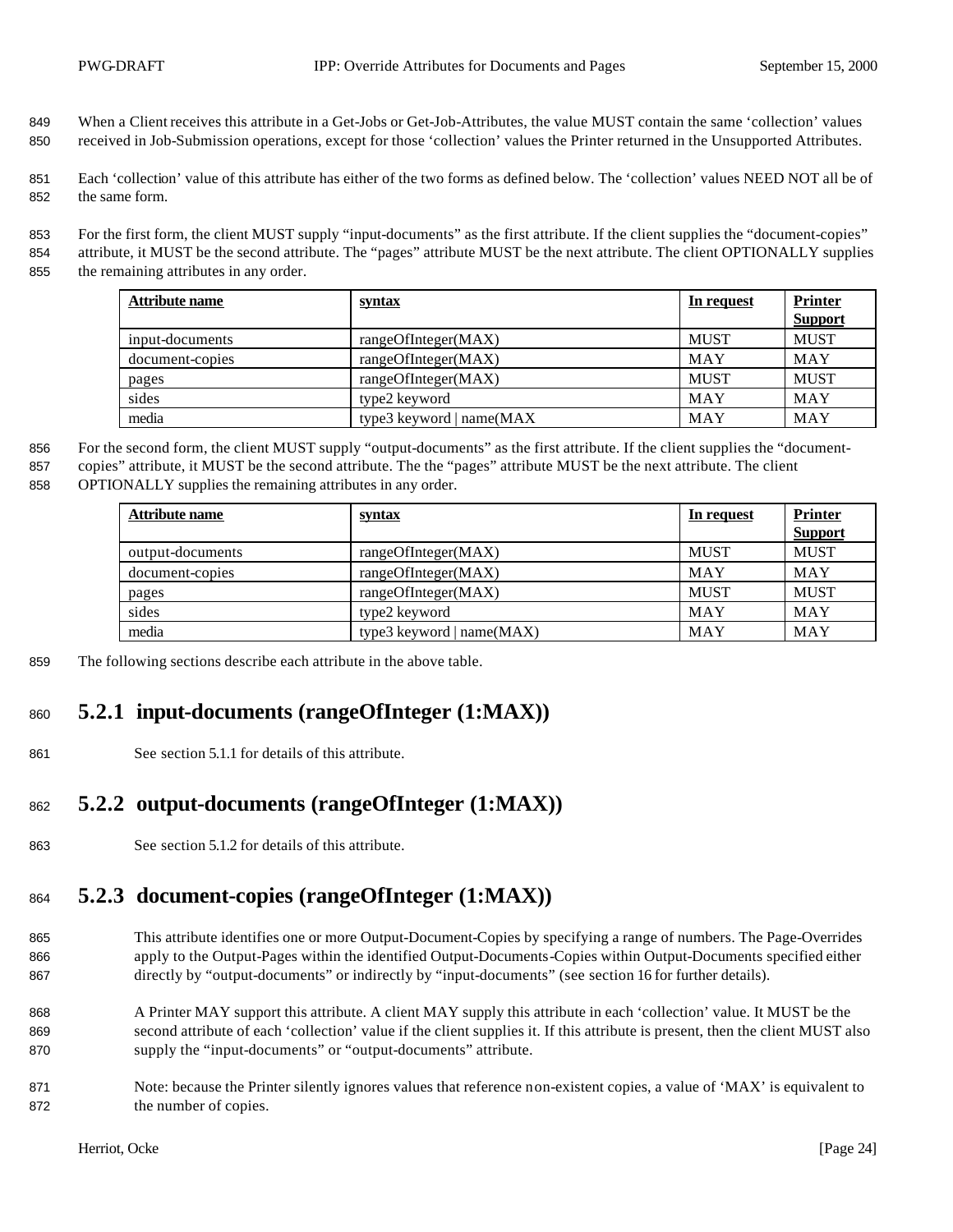When a Client receives this attribute in a Get-Jobs or Get-Job-Attributes, the value MUST contain the same 'collection' values received in Job-Submission operations, except for those 'collection' values the Printer returned in the Unsupported Attributes.

Each 'collection' value of this attribute has either of the two forms as defined below. The 'collection' values NEED NOT all be of the same form.

For the first form, the client MUST supply "input-documents" as the first attribute. If the client supplies the "document-copies" attribute, it MUST be the second attribute. The "pages" attribute MUST be the next attribute. The client OPTIONALLY supplies the remaining attributes in any order.

| Attribute name | syntax | In request | Printer Support |
|---|---|---|---|
| input-documents | rangeOfInteger(MAX) | MUST | MUST |
| document-copies | rangeOfInteger(MAX) | MAY | MAY |
| pages | rangeOfInteger(MAX) | MUST | MUST |
| sides | type2 keyword | MAY | MAY |
| media | type3 keyword \| name(MAX | MAY | MAY |

For the second form, the client MUST supply "output-documents" as the first attribute. If the client supplies the "document-copies" attribute, it MUST be the second attribute. The the "pages" attribute MUST be the next attribute. The client OPTIONALLY supplies the remaining attributes in any order.

| Attribute name | syntax | In request | Printer Support |
|---|---|---|---|
| output-documents | rangeOfInteger(MAX) | MUST | MUST |
| document-copies | rangeOfInteger(MAX) | MAY | MAY |
| pages | rangeOfInteger(MAX) | MUST | MUST |
| sides | type2 keyword | MAY | MAY |
| media | type3 keyword \| name(MAX) | MAY | MAY |

The following sections describe each attribute in the above table.

### 5.2.1 input-documents (rangeOfInteger (1:MAX))

See section 5.1.1 for details of this attribute.

### 5.2.2 output-documents (rangeOfInteger (1:MAX))

See section 5.1.2 for details of this attribute.

### 5.2.3 document-copies (rangeOfInteger (1:MAX))

This attribute identifies one or more Output-Document-Copies by specifying a range of numbers. The Page-Overrides apply to the Output-Pages within the identified Output-Documents-Copies within Output-Documents specified either directly by "output-documents" or indirectly by "input-documents" (see section 16 for further details).

A Printer MAY support this attribute. A client MAY supply this attribute in each 'collection' value. It MUST be the second attribute of each 'collection' value if the client supplies it. If this attribute is present, then the client MUST also supply the "input-documents" or "output-documents" attribute.

Note: because the Printer silently ignores values that reference non-existent copies, a value of 'MAX' is equivalent to the number of copies.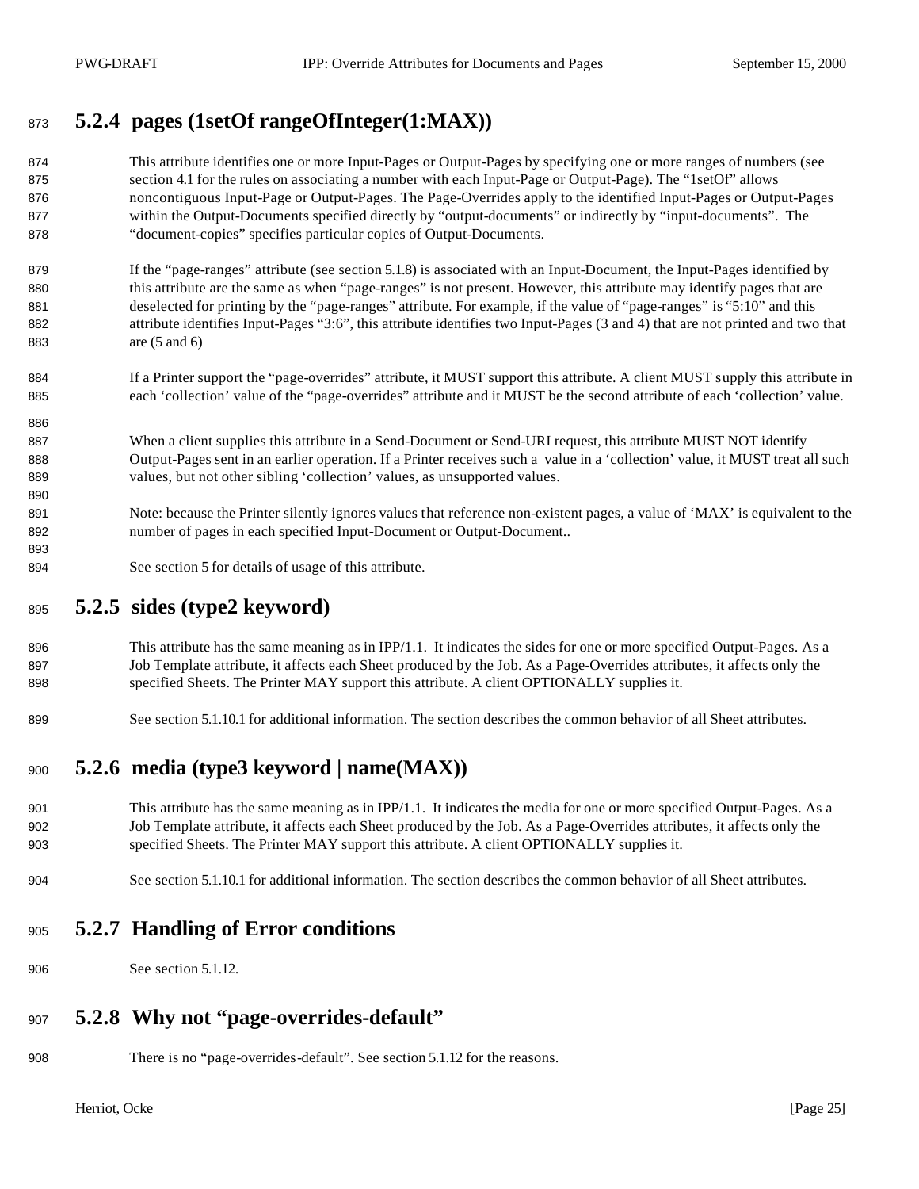### 5.2.4 pages (1setOf rangeOfInteger(1:MAX))

This attribute identifies one or more Input-Pages or Output-Pages by specifying one or more ranges of numbers (see section 4.1 for the rules on associating a number with each Input-Page or Output-Page). The "1setOf" allows noncontiguous Input-Page or Output-Pages. The Page-Overrides apply to the identified Input-Pages or Output-Pages within the Output-Documents specified directly by "output-documents" or indirectly by "input-documents". The "document-copies" specifies particular copies of Output-Documents.

If the "page-ranges" attribute (see section 5.1.8) is associated with an Input-Document, the Input-Pages identified by this attribute are the same as when "page-ranges" is not present. However, this attribute may identify pages that are deselected for printing by the "page-ranges" attribute. For example, if the value of "page-ranges" is "5:10" and this attribute identifies Input-Pages "3:6", this attribute identifies two Input-Pages (3 and 4) that are not printed and two that are (5 and 6)

If a Printer support the "page-overrides" attribute, it MUST support this attribute. A client MUST supply this attribute in each 'collection' value of the "page-overrides" attribute and it MUST be the second attribute of each 'collection' value.

When a client supplies this attribute in a Send-Document or Send-URI request, this attribute MUST NOT identify Output-Pages sent in an earlier operation. If a Printer receives such a value in a 'collection' value, it MUST treat all such values, but not other sibling 'collection' values, as unsupported values.

Note: because the Printer silently ignores values that reference non-existent pages, a value of 'MAX' is equivalent to the number of pages in each specified Input-Document or Output-Document..

See section 5 for details of usage of this attribute.

### 5.2.5 sides (type2 keyword)

This attribute has the same meaning as in IPP/1.1. It indicates the sides for one or more specified Output-Pages. As a Job Template attribute, it affects each Sheet produced by the Job. As a Page-Overrides attributes, it affects only the specified Sheets. The Printer MAY support this attribute. A client OPTIONALLY supplies it.

See section 5.1.10.1 for additional information. The section describes the common behavior of all Sheet attributes.

### 5.2.6 media (type3 keyword | name(MAX))

This attribute has the same meaning as in IPP/1.1. It indicates the media for one or more specified Output-Pages. As a Job Template attribute, it affects each Sheet produced by the Job. As a Page-Overrides attributes, it affects only the specified Sheets. The Printer MAY support this attribute. A client OPTIONALLY supplies it.

See section 5.1.10.1 for additional information. The section describes the common behavior of all Sheet attributes.

### 5.2.7 Handling of Error conditions

See section 5.1.12.

### 5.2.8 Why not "page-overrides-default"

There is no "page-overrides-default". See section 5.1.12 for the reasons.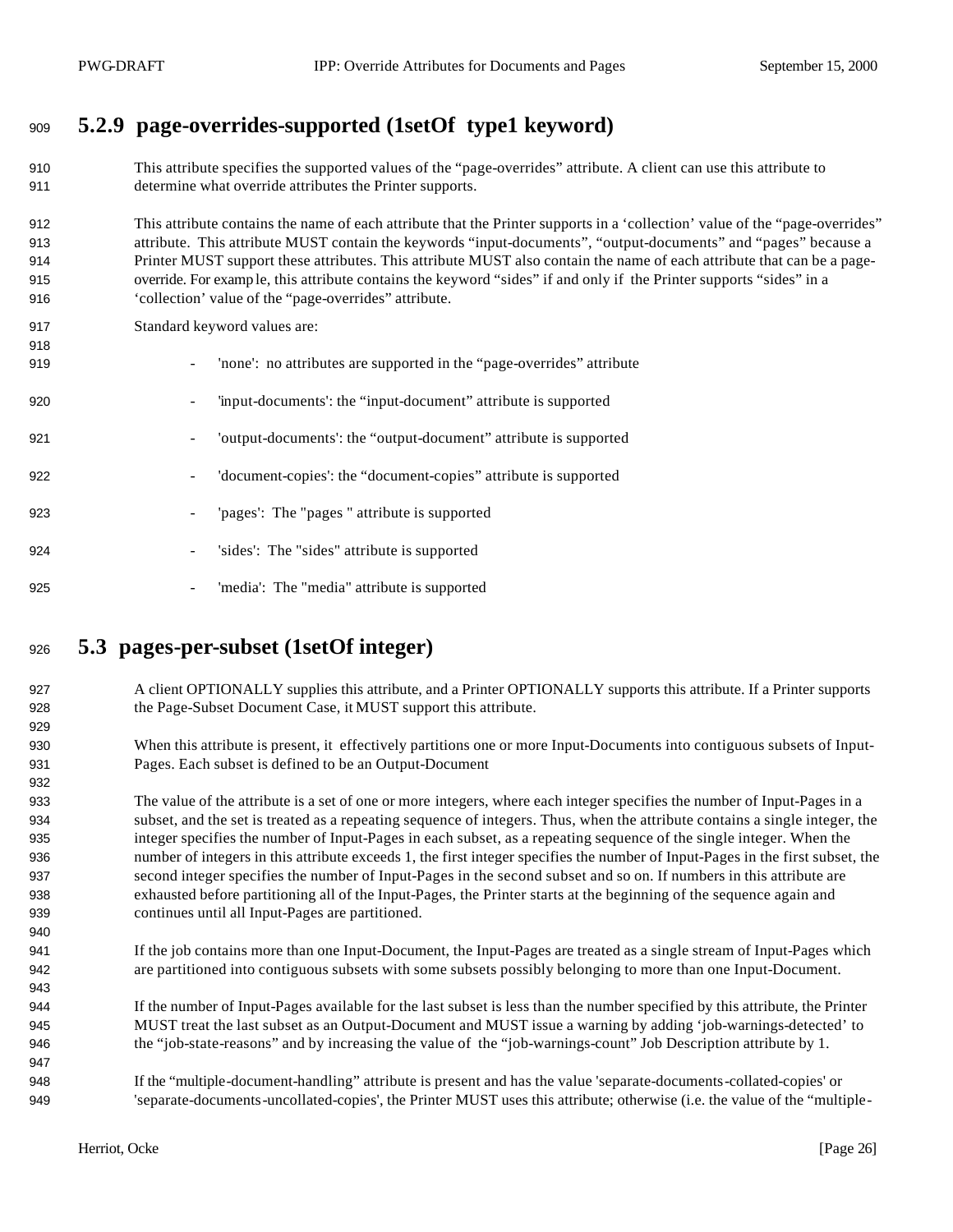### 5.2.9 page-overrides-supported (1setOf type1 keyword)

This attribute specifies the supported values of the “page-overrides” attribute. A client can use this attribute to determine what override attributes the Printer supports.

This attribute contains the name of each attribute that the Printer supports in a ‘collection’ value of the “page-overrides” attribute. This attribute MUST contain the keywords “input-documents”, “output-documents” and “pages” because a Printer MUST support these attributes. This attribute MUST also contain the name of each attribute that can be a page-override. For example, this attribute contains the keyword “sides” if and only if the Printer supports “sides” in a ‘collection’ value of the “page-overrides” attribute.

Standard keyword values are:

- 'none': no attributes are supported in the “page-overrides” attribute
- 'input-documents': the “input-document” attribute is supported
- 'output-documents': the “output-document” attribute is supported
- 'document-copies': the “document-copies” attribute is supported
- 'pages': The "pages " attribute is supported
- 'sides': The "sides" attribute is supported
- 'media': The "media" attribute is supported

## 5.3 pages-per-subset (1setOf integer)

A client OPTIONALLY supplies this attribute, and a Printer OPTIONALLY supports this attribute. If a Printer supports the Page-Subset Document Case, it MUST support this attribute.

When this attribute is present, it effectively partitions one or more Input-Documents into contiguous subsets of Input-Pages. Each subset is defined to be an Output-Document

The value of the attribute is a set of one or more integers, where each integer specifies the number of Input-Pages in a subset, and the set is treated as a repeating sequence of integers. Thus, when the attribute contains a single integer, the integer specifies the number of Input-Pages in each subset, as a repeating sequence of the single integer. When the number of integers in this attribute exceeds 1, the first integer specifies the number of Input-Pages in the first subset, the second integer specifies the number of Input-Pages in the second subset and so on. If numbers in this attribute are exhausted before partitioning all of the Input-Pages, the Printer starts at the beginning of the sequence again and continues until all Input-Pages are partitioned.

If the job contains more than one Input-Document, the Input-Pages are treated as a single stream of Input-Pages which are partitioned into contiguous subsets with some subsets possibly belonging to more than one Input-Document.

If the number of Input-Pages available for the last subset is less than the number specified by this attribute, the Printer MUST treat the last subset as an Output-Document and MUST issue a warning by adding ‘job-warnings-detected’ to the “job-state-reasons” and by increasing the value of the “job-warnings-count” Job Description attribute by 1.

If the “multiple-document-handling” attribute is present and has the value 'separate-documents-collated-copies' or 'separate-documents-uncollated-copies', the Printer MUST uses this attribute; otherwise (i.e. the value of the “multiple-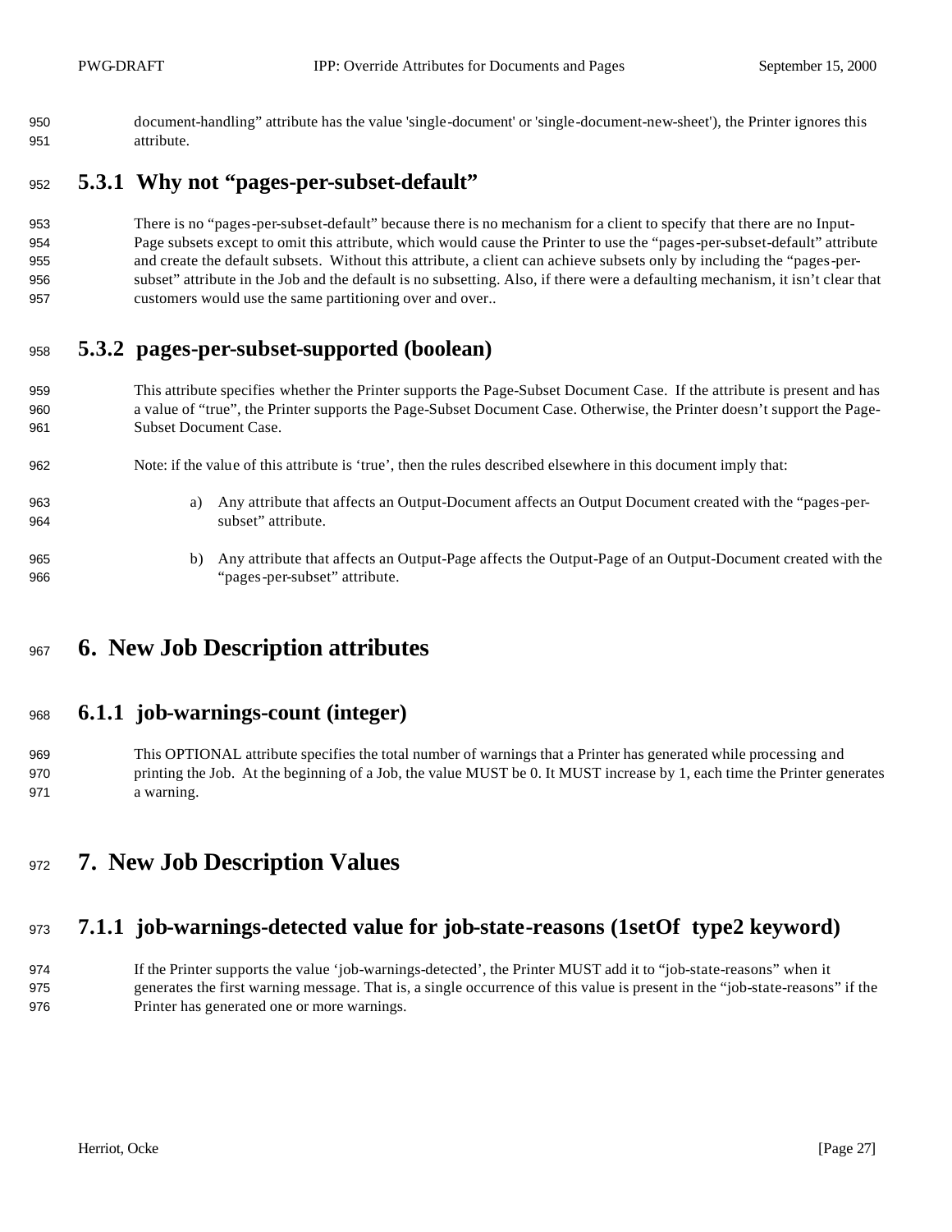document-handling" attribute has the value 'single-document' or 'single-document-new-sheet'), the Printer ignores this attribute.

### 5.3.1 Why not "pages-per-subset-default"

There is no "pages-per-subset-default" because there is no mechanism for a client to specify that there are no Input-Page subsets except to omit this attribute, which would cause the Printer to use the "pages-per-subset-default" attribute and create the default subsets. Without this attribute, a client can achieve subsets only by including the "pages-per-subset" attribute in the Job and the default is no subsetting. Also, if there were a defaulting mechanism, it isn't clear that customers would use the same partitioning over and over..

### 5.3.2 pages-per-subset-supported (boolean)

This attribute specifies whether the Printer supports the Page-Subset Document Case. If the attribute is present and has a value of "true", the Printer supports the Page-Subset Document Case. Otherwise, the Printer doesn't support the Page-Subset Document Case.

Note: if the value of this attribute is 'true', then the rules described elsewhere in this document imply that:

a) Any attribute that affects an Output-Document affects an Output Document created with the "pages-per-subset" attribute.

b) Any attribute that affects an Output-Page affects the Output-Page of an Output-Document created with the "pages-per-subset" attribute.

# 6. New Job Description attributes

### 6.1.1 job-warnings-count (integer)

This OPTIONAL attribute specifies the total number of warnings that a Printer has generated while processing and printing the Job. At the beginning of a Job, the value MUST be 0. It MUST increase by 1, each time the Printer generates a warning.

# 7. New Job Description Values

### 7.1.1 job-warnings-detected value for job-state-reasons (1setOf type2 keyword)

If the Printer supports the value 'job-warnings-detected', the Printer MUST add it to "job-state-reasons" when it generates the first warning message. That is, a single occurrence of this value is present in the "job-state-reasons" if the Printer has generated one or more warnings.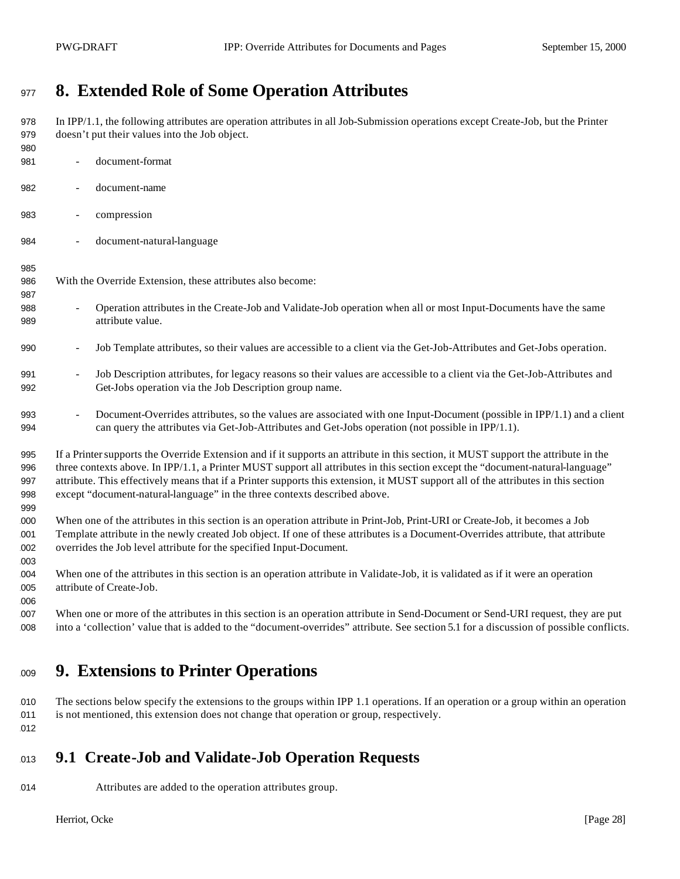# 8. Extended Role of Some Operation Attributes

In IPP/1.1, the following attributes are operation attributes in all Job-Submission operations except Create-Job, but the Printer doesn't put their values into the Job object.

- document-format
- document-name
- compression
- document-natural-language

With the Override Extension, these attributes also become:

- Operation attributes in the Create-Job and Validate-Job operation when all or most Input-Documents have the same attribute value.
- Job Template attributes, so their values are accessible to a client via the Get-Job-Attributes and Get-Jobs operation.
- Job Description attributes, for legacy reasons so their values are accessible to a client via the Get-Job-Attributes and Get-Jobs operation via the Job Description group name.
- Document-Overrides attributes, so the values are associated with one Input-Document (possible in IPP/1.1) and a client can query the attributes via Get-Job-Attributes and Get-Jobs operation (not possible in IPP/1.1).

If a Printer supports the Override Extension and if it supports an attribute in this section, it MUST support the attribute in the three contexts above. In IPP/1.1, a Printer MUST support all attributes in this section except the "document-natural-language" attribute. This effectively means that if a Printer supports this extension, it MUST support all of the attributes in this section except "document-natural-language" in the three contexts described above.

When one of the attributes in this section is an operation attribute in Print-Job, Print-URI or Create-Job, it becomes a Job Template attribute in the newly created Job object. If one of these attributes is a Document-Overrides attribute, that attribute overrides the Job level attribute for the specified Input-Document.

When one of the attributes in this section is an operation attribute in Validate-Job, it is validated as if it were an operation attribute of Create-Job.

When one or more of the attributes in this section is an operation attribute in Send-Document or Send-URI request, they are put into a 'collection' value that is added to the "document-overrides" attribute. See section 5.1 for a discussion of possible conflicts.

# 9. Extensions to Printer Operations

The sections below specify the extensions to the groups within IPP 1.1 operations. If an operation or a group within an operation is not mentioned, this extension does not change that operation or group, respectively.

## 9.1 Create-Job and Validate-Job Operation Requests

Attributes are added to the operation attributes group.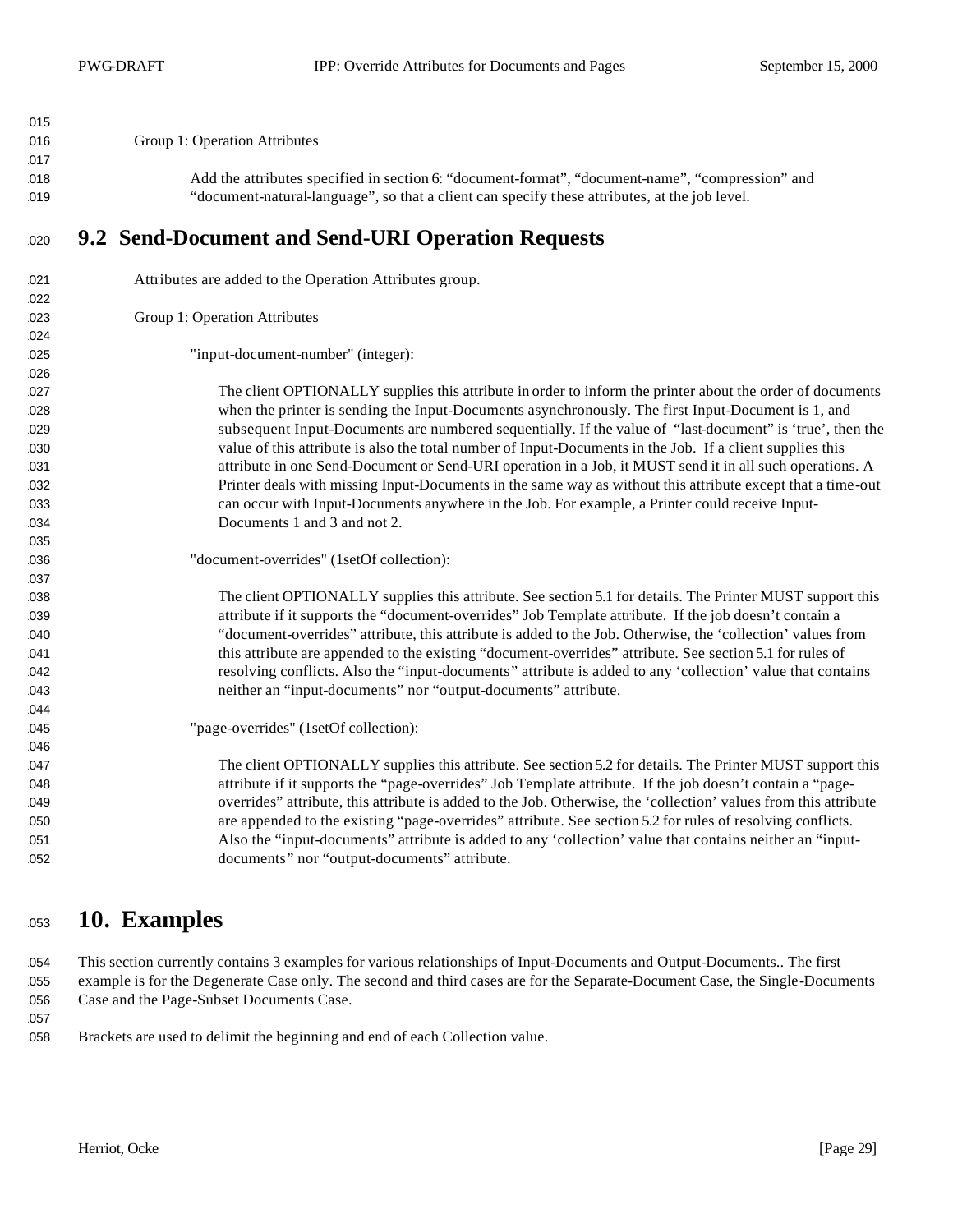Group 1: Operation Attributes

Add the attributes specified in section 6: “document-format”, “document-name”, “compression” and “document-natural-language”, so that a client can specify these attributes, at the job level.

## 9.2 Send-Document and Send-URI Operation Requests

Attributes are added to the Operation Attributes group.

Group 1: Operation Attributes

"input-document-number" (integer):

The client OPTIONALLY supplies this attribute in order to inform the printer about the order of documents when the printer is sending the Input-Documents asynchronously. The first Input-Document is 1, and subsequent Input-Documents are numbered sequentially. If the value of “last-document” is ‘true’, then the value of this attribute is also the total number of Input-Documents in the Job. If a client supplies this attribute in one Send-Document or Send-URI operation in a Job, it MUST send it in all such operations. A Printer deals with missing Input-Documents in the same way as without this attribute except that a time-out can occur with Input-Documents anywhere in the Job. For example, a Printer could receive Input-Documents 1 and 3 and not 2.

"document-overrides" (1setOf collection):

The client OPTIONALLY supplies this attribute. See section 5.1 for details. The Printer MUST support this attribute if it supports the “document-overrides” Job Template attribute. If the job doesn’t contain a “document-overrides” attribute, this attribute is added to the Job. Otherwise, the ‘collection’ values from this attribute are appended to the existing “document-overrides” attribute. See section 5.1 for rules of resolving conflicts. Also the “input-documents” attribute is added to any ‘collection’ value that contains neither an “input-documents” nor “output-documents” attribute.

"page-overrides" (1setOf collection):

The client OPTIONALLY supplies this attribute. See section 5.2 for details. The Printer MUST support this attribute if it supports the “page-overrides” Job Template attribute. If the job doesn’t contain a “page-overrides” attribute, this attribute is added to the Job. Otherwise, the ‘collection’ values from this attribute are appended to the existing “page-overrides” attribute. See section 5.2 for rules of resolving conflicts. Also the “input-documents” attribute is added to any ‘collection’ value that contains neither an “input-documents” nor “output-documents” attribute.

# 10. Examples

This section currently contains 3 examples for various relationships of Input-Documents and Output-Documents.. The first example is for the Degenerate Case only. The second and third cases are for the Separate-Document Case, the Single-Documents Case and the Page-Subset Documents Case.

Brackets are used to delimit the beginning and end of each Collection value.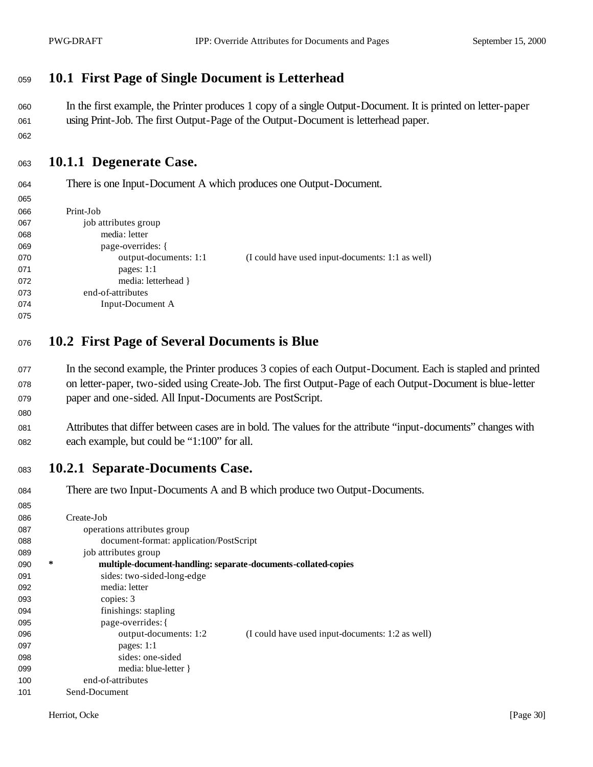## 10.1 First Page of Single Document is Letterhead

In the first example, the Printer produces 1 copy of a single Output-Document. It is printed on letter-paper using Print-Job. The first Output-Page of the Output-Document is letterhead paper.

### 10.1.1 Degenerate Case.

There is one Input-Document A which produces one Output-Document.

```
Print-Job
     job attributes group
          media: letter
          page-overrides: {
               output-documents: 1:1          (I could have used input-documents: 1:1 as well)
               pages: 1:1
               media: letterhead }
     end-of-attributes
          Input-Document A
```

## 10.2 First Page of Several Documents is Blue

In the second example, the Printer produces 3 copies of each Output-Document. Each is stapled and printed on letter-paper, two-sided using Create-Job. The first Output-Page of each Output-Document is blue-letter paper and one-sided. All Input-Documents are PostScript.

Attributes that differ between cases are in bold. The values for the attribute “input-documents” changes with each example, but could be “1:100” for all.

### 10.2.1 Separate-Documents Case.

There are two Input-Documents A and B which produce two Output-Documents.

```
Create-Job
     operations attributes group
          document-format: application/PostScript
     job attributes group
*         multiple-document-handling: separate-documents-collated-copies
          sides: two-sided-long-edge
          media: letter
          copies: 3
          finishings: stapling
          page-overrides: {
               output-documents: 1:2          (I could have used input-documents: 1:2 as well)
               pages: 1:1
               sides: one-sided
               media: blue-letter }
     end-of-attributes
Send-Document
```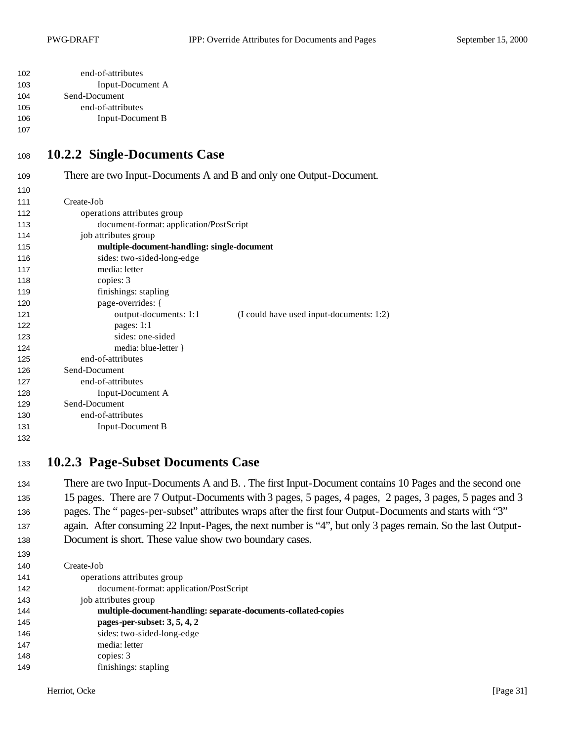```
        end-of-attributes
            Input-Document A
    Send-Document
        end-of-attributes
            Input-Document B
```

### 10.2.2 Single-Documents Case

There are two Input-Documents A and B and only one Output-Document.

```
    Create-Job
        operations attributes group
            document-format: application/PostScript
        job attributes group
            multiple-document-handling: single-document
            sides: two-sided-long-edge
            media: letter
            copies: 3
            finishings: stapling
            page-overrides: {
                output-documents: 1:1          (I could have used input-documents: 1:2)
                pages: 1:1
                sides: one-sided
                media: blue-letter }
        end-of-attributes
    Send-Document
        end-of-attributes
            Input-Document A
    Send-Document
        end-of-attributes
            Input-Document B
```

### 10.2.3 Page-Subset Documents Case

There are two Input-Documents A and B. . The first Input-Document contains 10 Pages and the second one 15 pages. There are 7 Output-Documents with 3 pages, 5 pages, 4 pages, 2 pages, 3 pages, 5 pages and 3 pages. The " pages-per-subset" attributes wraps after the first four Output-Documents and starts with "3" again. After consuming 22 Input-Pages, the next number is "4", but only 3 pages remain. So the last Output-Document is short. These value show two boundary cases.

```
    Create-Job
        operations attributes group
            document-format: application/PostScript
        job attributes group
            multiple-document-handling: separate-documents-collated-copies
            pages-per-subset: 3, 5, 4, 2
            sides: two-sided-long-edge
            media: letter
            copies: 3
            finishings: stapling
```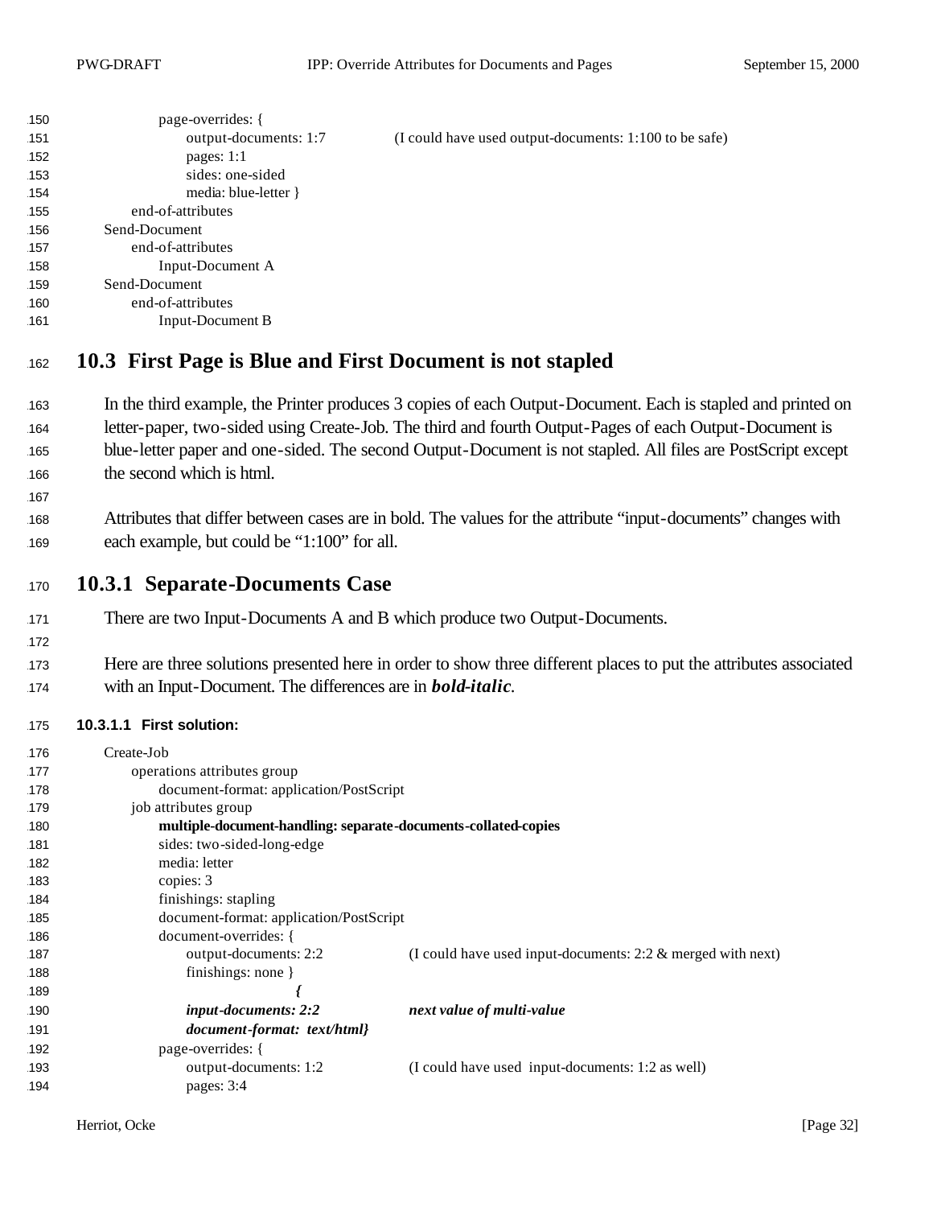```
        page-overrides: {
            output-documents: 1:7          (I could have used output-documents: 1:100 to be safe)
            pages: 1:1
            sides: one-sided
            media: blue-letter }
    end-of-attributes
Send-Document
    end-of-attributes
        Input-Document A
Send-Document
    end-of-attributes
        Input-Document B
```

## 10.3 First Page is Blue and First Document is not stapled

In the third example, the Printer produces 3 copies of each Output-Document. Each is stapled and printed on letter-paper, two-sided using Create-Job. The third and fourth Output-Pages of each Output-Document is blue-letter paper and one-sided. The second Output-Document is not stapled. All files are PostScript except the second which is html.

Attributes that differ between cases are in bold. The values for the attribute "input-documents" changes with each example, but could be "1:100" for all.

## 10.3.1 Separate-Documents Case

There are two Input-Documents A and B which produce two Output-Documents.

Here are three solutions presented here in order to show three different places to put the attributes associated with an Input-Document. The differences are in ***bold-italic***.

#### 10.3.1.1 First solution:

```
Create-Job
    operations attributes group
        document-format: application/PostScript
    job attributes group
        multiple-document-handling: separate-documents-collated-copies
        sides: two-sided-long-edge
        media: letter
        copies: 3
        finishings: stapling
        document-format: application/PostScript
        document-overrides: {
            output-documents: 2:2          (I could have used input-documents: 2:2 & merged with next)
            finishings: none }
                      {
            input-documents: 2:2           next value of multi-value
            document-format:  text/html}
        page-overrides: {
            output-documents: 1:2          (I could have used  input-documents: 1:2 as well)
            pages: 3:4
```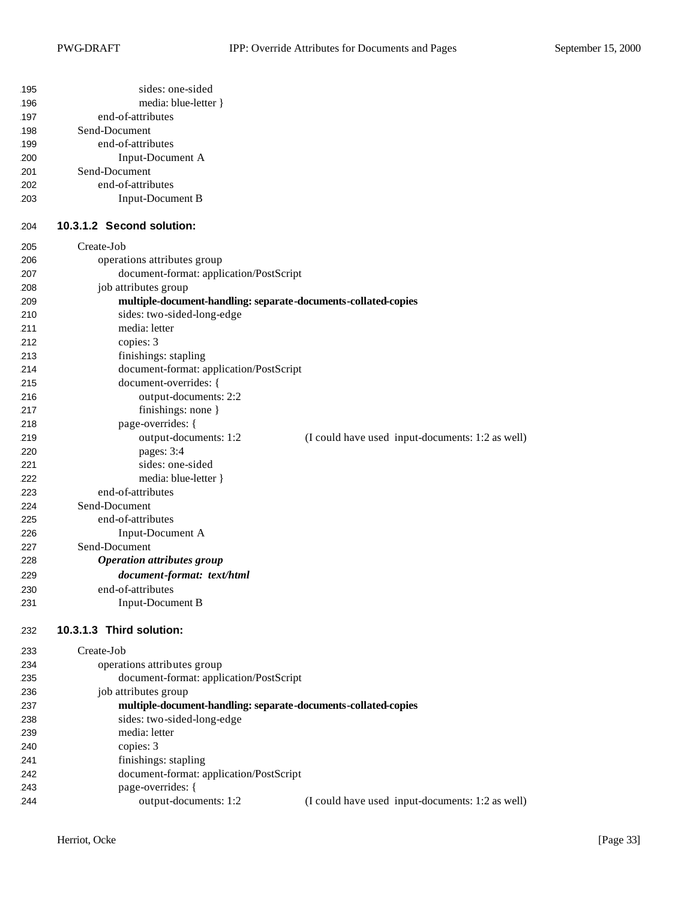```
            sides: one-sided
            media: blue-letter }
      end-of-attributes
   Send-Document
      end-of-attributes
         Input-Document A
   Send-Document
      end-of-attributes
         Input-Document B
```

#### 10.3.1.2 Second solution:

```
   Create-Job
      operations attributes group
         document-format: application/PostScript
      job attributes group
         multiple-document-handling: separate-documents-collated-copies
         sides: two-sided-long-edge
         media: letter
         copies: 3
         finishings: stapling
         document-format: application/PostScript
         document-overrides: {
            output-documents: 2:2
            finishings: none }
         page-overrides: {
            output-documents: 1:2          (I could have used  input-documents: 1:2 as well)
            pages: 3:4
            sides: one-sided
            media: blue-letter }
      end-of-attributes
   Send-Document
      end-of-attributes
         Input-Document A
   Send-Document
      Operation attributes group
         document-format:  text/html
      end-of-attributes
         Input-Document B
```

#### 10.3.1.3 Third solution:

```
   Create-Job
      operations attributes group
         document-format: application/PostScript
      job attributes group
         multiple-document-handling: separate-documents-collated-copies
         sides: two-sided-long-edge
         media: letter
         copies: 3
         finishings: stapling
         document-format: application/PostScript
         page-overrides: {
            output-documents: 1:2          (I could have used  input-documents: 1:2 as well)
```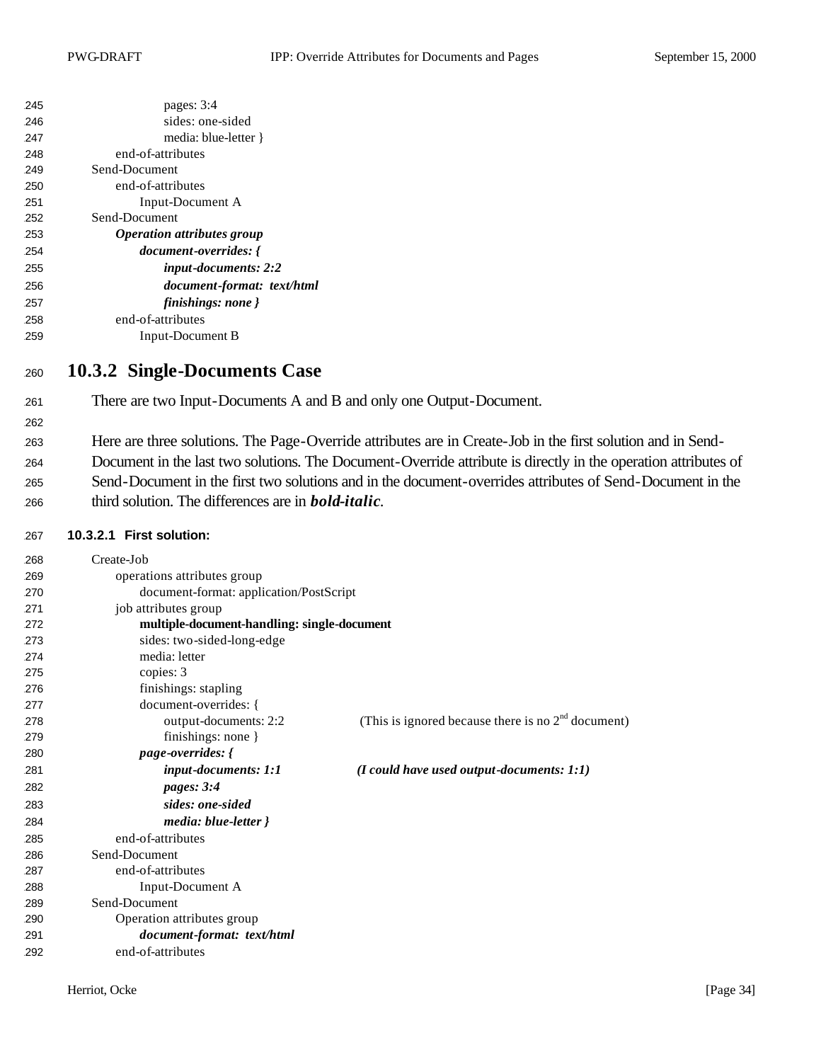```
            pages: 3:4
            sides: one-sided
            media: blue-letter }
      end-of-attributes
Send-Document
      end-of-attributes
            Input-Document A
Send-Document
      Operation attributes group
            document-overrides: {
                  input-documents: 2:2
                  document-format:  text/html
                  finishings: none }
      end-of-attributes
            Input-Document B
```

### 10.3.2 Single-Documents Case

There are two Input-Documents A and B and only one Output-Document.

Here are three solutions. The Page-Override attributes are in Create-Job in the first solution and in Send-Document in the last two solutions. The Document-Override attribute is directly in the operation attributes of Send-Document in the first two solutions and in the document-overrides attributes of Send-Document in the third solution. The differences are in ***bold-italic***.

#### 10.3.2.1 First solution:

```
Create-Job
      operations attributes group
            document-format: application/PostScript
      job attributes group
            multiple-document-handling: single-document
            sides: two-sided-long-edge
            media: letter
            copies: 3
            finishings: stapling
            document-overrides: {
                  output-documents: 2:2          (This is ignored because there is no 2nd document)
                  finishings: none }
            page-overrides: {
                  input-documents: 1:1           (I could have used output-documents: 1:1)
                  pages: 3:4
                  sides: one-sided
                  media: blue-letter }
      end-of-attributes
Send-Document
      end-of-attributes
            Input-Document A
Send-Document
      Operation attributes group
            document-format:  text/html
      end-of-attributes
```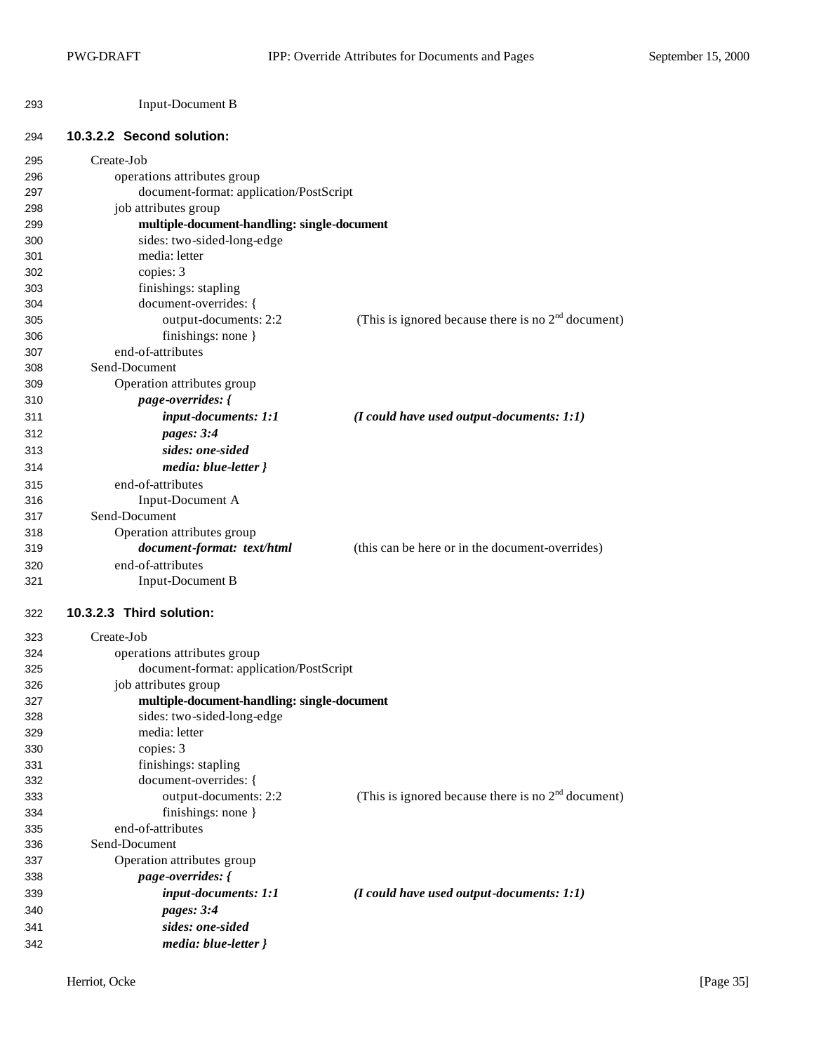```
Input-Document B
```

#### 10.3.2.2 Second solution:

```
Create-Job
    operations attributes group
        document-format: application/PostScript
    job attributes group
        multiple-document-handling: single-document
        sides: two-sided-long-edge
        media: letter
        copies: 3
        finishings: stapling
        document-overrides: {
            output-documents: 2:2          (This is ignored because there is no 2nd document)
            finishings: none }
    end-of-attributes
Send-Document
    Operation attributes group
        page-overrides: {
            input-documents: 1:1           (I could have used output-documents: 1:1)
            pages: 3:4
            sides: one-sided
            media: blue-letter }
    end-of-attributes
        Input-Document A
Send-Document
    Operation attributes group
        document-format:  text/html        (this can be here or in the document-overrides)
    end-of-attributes
        Input-Document B
```

#### 10.3.2.3 Third solution:

```
Create-Job
    operations attributes group
        document-format: application/PostScript
    job attributes group
        multiple-document-handling: single-document
        sides: two-sided-long-edge
        media: letter
        copies: 3
        finishings: stapling
        document-overrides: {
            output-documents: 2:2          (This is ignored because there is no 2nd document)
            finishings: none }
    end-of-attributes
Send-Document
    Operation attributes group
        page-overrides: {
            input-documents: 1:1           (I could have used output-documents: 1:1)
            pages: 3:4
            sides: one-sided
            media: blue-letter }
```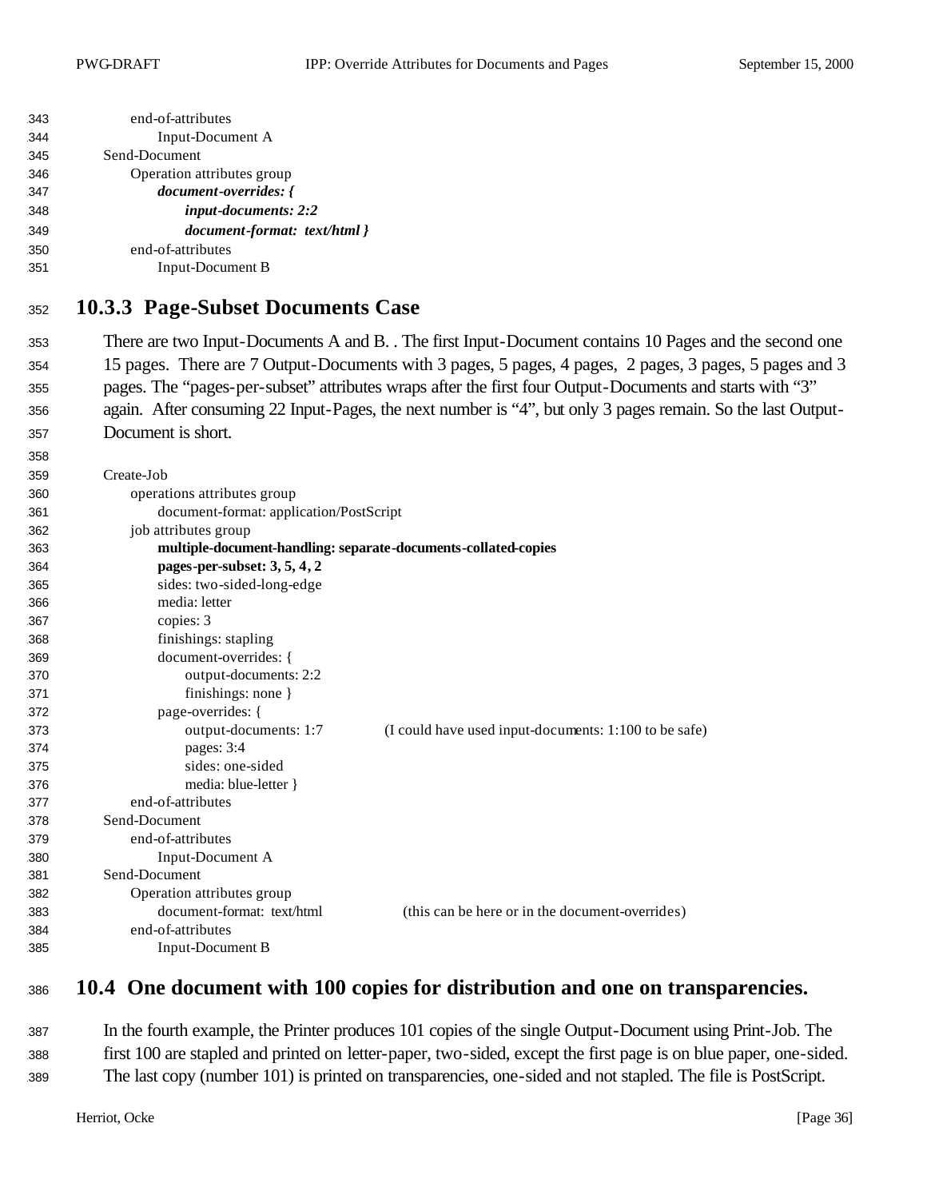```
    end-of-attributes
        Input-Document A
Send-Document
    Operation attributes group
        document-overrides: {
            input-documents: 2:2
            document-format:  text/html }
    end-of-attributes
        Input-Document B
```

### 10.3.3 Page-Subset Documents Case

There are two Input-Documents A and B. . The first Input-Document contains 10 Pages and the second one 15 pages. There are 7 Output-Documents with 3 pages, 5 pages, 4 pages, 2 pages, 3 pages, 5 pages and 3 pages. The "pages-per-subset" attributes wraps after the first four Output-Documents and starts with "3" again. After consuming 22 Input-Pages, the next number is "4", but only 3 pages remain. So the last Output-Document is short.

```
Create-Job
    operations attributes group
        document-format: application/PostScript
    job attributes group
        multiple-document-handling: separate-documents-collated-copies
        pages-per-subset: 3, 5, 4, 2
        sides: two-sided-long-edge
        media: letter
        copies: 3
        finishings: stapling
        document-overrides: {
            output-documents: 2:2
            finishings: none }
        page-overrides: {
            output-documents: 1:7          (I could have used input-documents: 1:100 to be safe)
            pages: 3:4
            sides: one-sided
            media: blue-letter }
    end-of-attributes
Send-Document
    end-of-attributes
        Input-Document A
Send-Document
    Operation attributes group
        document-format:  text/html          (this can be here or in the document-overrides)
    end-of-attributes
        Input-Document B
```

## 10.4 One document with 100 copies for distribution and one on transparencies.

In the fourth example, the Printer produces 101 copies of the single Output-Document using Print-Job. The first 100 are stapled and printed on letter-paper, two-sided, except the first page is on blue paper, one-sided. The last copy (number 101) is printed on transparencies, one-sided and not stapled. The file is PostScript.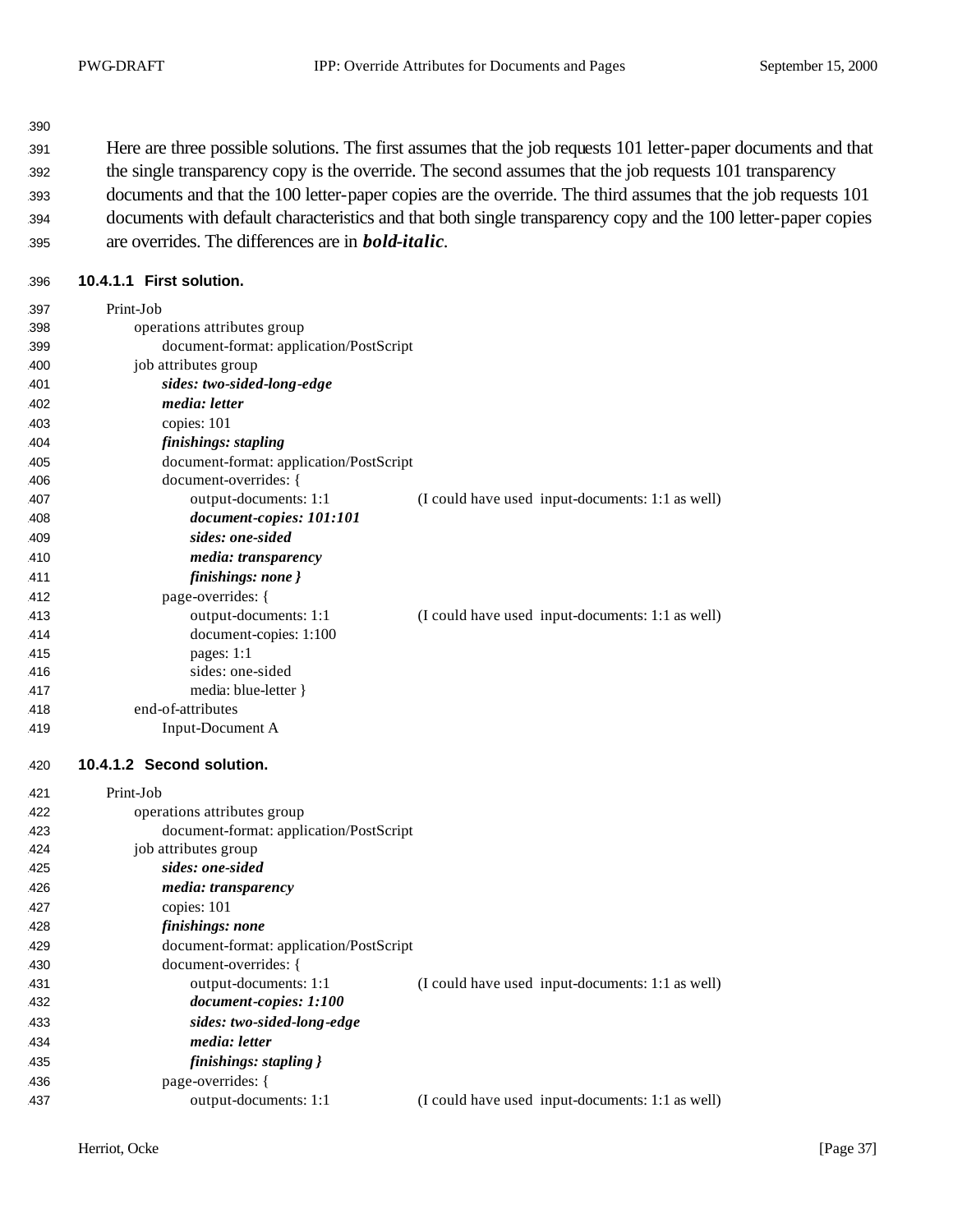Here are three possible solutions. The first assumes that the job requests 101 letter-paper documents and that the single transparency copy is the override. The second assumes that the job requests 101 transparency documents and that the 100 letter-paper copies are the override. The third assumes that the job requests 101 documents with default characteristics and that both single transparency copy and the 100 letter-paper copies are overrides. The differences are in ***bold-italic***.

#### 10.4.1.1 First solution.

Print-Job
&nbsp;&nbsp;&nbsp;&nbsp;operations attributes group
&nbsp;&nbsp;&nbsp;&nbsp;&nbsp;&nbsp;&nbsp;&nbsp;document-format: application/PostScript
&nbsp;&nbsp;&nbsp;&nbsp;job attributes group
&nbsp;&nbsp;&nbsp;&nbsp;&nbsp;&nbsp;&nbsp;&nbsp;***sides: two-sided-long-edge***
&nbsp;&nbsp;&nbsp;&nbsp;&nbsp;&nbsp;&nbsp;&nbsp;***media: letter***
&nbsp;&nbsp;&nbsp;&nbsp;&nbsp;&nbsp;&nbsp;&nbsp;copies: 101
&nbsp;&nbsp;&nbsp;&nbsp;&nbsp;&nbsp;&nbsp;&nbsp;***finishings: stapling***
&nbsp;&nbsp;&nbsp;&nbsp;&nbsp;&nbsp;&nbsp;&nbsp;document-format: application/PostScript
&nbsp;&nbsp;&nbsp;&nbsp;&nbsp;&nbsp;&nbsp;&nbsp;document-overrides: {
&nbsp;&nbsp;&nbsp;&nbsp;&nbsp;&nbsp;&nbsp;&nbsp;&nbsp;&nbsp;&nbsp;&nbsp;output-documents: 1:1 &nbsp;&nbsp;&nbsp;&nbsp;&nbsp;&nbsp;&nbsp;&nbsp;(I could have used input-documents: 1:1 as well)
&nbsp;&nbsp;&nbsp;&nbsp;&nbsp;&nbsp;&nbsp;&nbsp;&nbsp;&nbsp;&nbsp;&nbsp;***document-copies: 101:101***
&nbsp;&nbsp;&nbsp;&nbsp;&nbsp;&nbsp;&nbsp;&nbsp;&nbsp;&nbsp;&nbsp;&nbsp;***sides: one-sided***
&nbsp;&nbsp;&nbsp;&nbsp;&nbsp;&nbsp;&nbsp;&nbsp;&nbsp;&nbsp;&nbsp;&nbsp;***media: transparency***
&nbsp;&nbsp;&nbsp;&nbsp;&nbsp;&nbsp;&nbsp;&nbsp;&nbsp;&nbsp;&nbsp;&nbsp;***finishings: none }***
&nbsp;&nbsp;&nbsp;&nbsp;&nbsp;&nbsp;&nbsp;&nbsp;page-overrides: {
&nbsp;&nbsp;&nbsp;&nbsp;&nbsp;&nbsp;&nbsp;&nbsp;&nbsp;&nbsp;&nbsp;&nbsp;output-documents: 1:1 &nbsp;&nbsp;&nbsp;&nbsp;&nbsp;&nbsp;&nbsp;&nbsp;(I could have used input-documents: 1:1 as well)
&nbsp;&nbsp;&nbsp;&nbsp;&nbsp;&nbsp;&nbsp;&nbsp;&nbsp;&nbsp;&nbsp;&nbsp;document-copies: 1:100
&nbsp;&nbsp;&nbsp;&nbsp;&nbsp;&nbsp;&nbsp;&nbsp;&nbsp;&nbsp;&nbsp;&nbsp;pages: 1:1
&nbsp;&nbsp;&nbsp;&nbsp;&nbsp;&nbsp;&nbsp;&nbsp;&nbsp;&nbsp;&nbsp;&nbsp;sides: one-sided
&nbsp;&nbsp;&nbsp;&nbsp;&nbsp;&nbsp;&nbsp;&nbsp;&nbsp;&nbsp;&nbsp;&nbsp;media: blue-letter }
&nbsp;&nbsp;&nbsp;&nbsp;end-of-attributes
&nbsp;&nbsp;&nbsp;&nbsp;&nbsp;&nbsp;&nbsp;&nbsp;Input-Document A

#### 10.4.1.2 Second solution.

Print-Job
&nbsp;&nbsp;&nbsp;&nbsp;operations attributes group
&nbsp;&nbsp;&nbsp;&nbsp;&nbsp;&nbsp;&nbsp;&nbsp;document-format: application/PostScript
&nbsp;&nbsp;&nbsp;&nbsp;job attributes group
&nbsp;&nbsp;&nbsp;&nbsp;&nbsp;&nbsp;&nbsp;&nbsp;***sides: one-sided***
&nbsp;&nbsp;&nbsp;&nbsp;&nbsp;&nbsp;&nbsp;&nbsp;***media: transparency***
&nbsp;&nbsp;&nbsp;&nbsp;&nbsp;&nbsp;&nbsp;&nbsp;copies: 101
&nbsp;&nbsp;&nbsp;&nbsp;&nbsp;&nbsp;&nbsp;&nbsp;***finishings: none***
&nbsp;&nbsp;&nbsp;&nbsp;&nbsp;&nbsp;&nbsp;&nbsp;document-format: application/PostScript
&nbsp;&nbsp;&nbsp;&nbsp;&nbsp;&nbsp;&nbsp;&nbsp;document-overrides: {
&nbsp;&nbsp;&nbsp;&nbsp;&nbsp;&nbsp;&nbsp;&nbsp;&nbsp;&nbsp;&nbsp;&nbsp;output-documents: 1:1 &nbsp;&nbsp;&nbsp;&nbsp;&nbsp;&nbsp;&nbsp;&nbsp;(I could have used input-documents: 1:1 as well)
&nbsp;&nbsp;&nbsp;&nbsp;&nbsp;&nbsp;&nbsp;&nbsp;&nbsp;&nbsp;&nbsp;&nbsp;***document-copies: 1:100***
&nbsp;&nbsp;&nbsp;&nbsp;&nbsp;&nbsp;&nbsp;&nbsp;&nbsp;&nbsp;&nbsp;&nbsp;***sides: two-sided-long-edge***
&nbsp;&nbsp;&nbsp;&nbsp;&nbsp;&nbsp;&nbsp;&nbsp;&nbsp;&nbsp;&nbsp;&nbsp;***media: letter***
&nbsp;&nbsp;&nbsp;&nbsp;&nbsp;&nbsp;&nbsp;&nbsp;&nbsp;&nbsp;&nbsp;&nbsp;***finishings: stapling }***
&nbsp;&nbsp;&nbsp;&nbsp;&nbsp;&nbsp;&nbsp;&nbsp;page-overrides: {
&nbsp;&nbsp;&nbsp;&nbsp;&nbsp;&nbsp;&nbsp;&nbsp;&nbsp;&nbsp;&nbsp;&nbsp;output-documents: 1:1 &nbsp;&nbsp;&nbsp;&nbsp;&nbsp;&nbsp;&nbsp;&nbsp;(I could have used input-documents: 1:1 as well)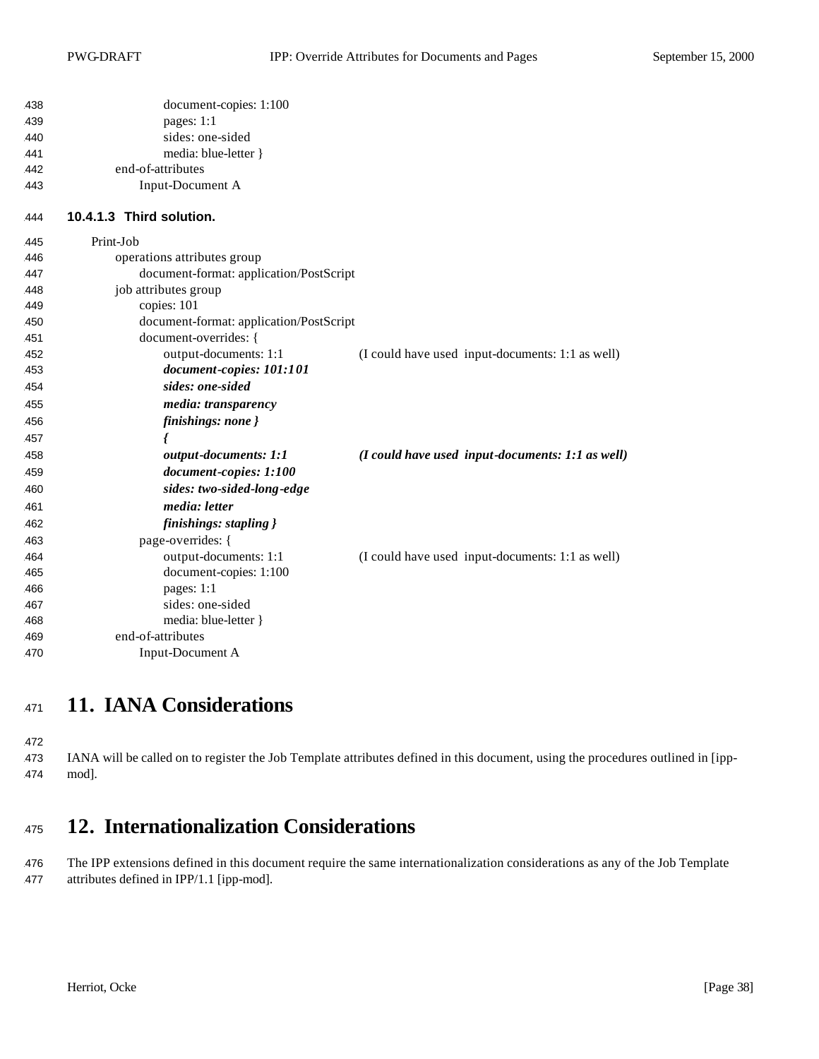```
            document-copies: 1:100
            pages: 1:1
            sides: one-sided
            media: blue-letter }
    end-of-attributes
        Input-Document A
```

#### 10.4.1.3 Third solution.

```
Print-Job
    operations attributes group
        document-format: application/PostScript
    job attributes group
        copies: 101
        document-format: application/PostScript
        document-overrides: {
            output-documents: 1:1          (I could have used  input-documents: 1:1 as well)
            document-copies: 101:101
            sides: one-sided
            media: transparency
            finishings: none }
            {
            output-documents: 1:1          (I could have used  input-documents: 1:1 as well)
            document-copies: 1:100
            sides: two-sided-long-edge
            media: letter
            finishings: stapling }
        page-overrides: {
            output-documents: 1:1          (I could have used  input-documents: 1:1 as well)
            document-copies: 1:100
            pages: 1:1
            sides: one-sided
            media: blue-letter }
    end-of-attributes
        Input-Document A
```

# 11. IANA Considerations

IANA will be called on to register the Job Template attributes defined in this document, using the procedures outlined in [ipp-mod].

# 12. Internationalization Considerations

The IPP extensions defined in this document require the same internationalization considerations as any of the Job Template attributes defined in IPP/1.1 [ipp-mod].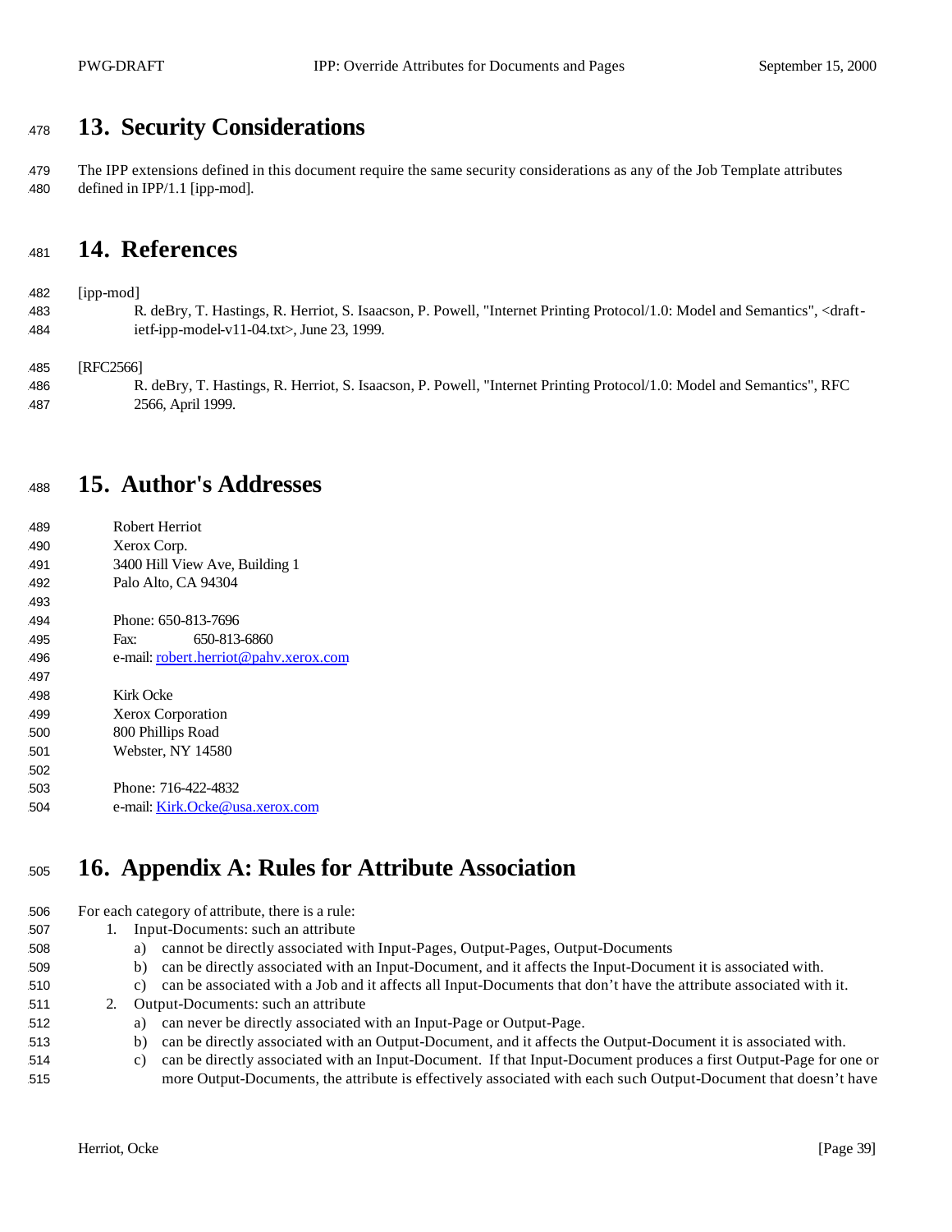# 13. Security Considerations

The IPP extensions defined in this document require the same security considerations as any of the Job Template attributes defined in IPP/1.1 [ipp-mod].

# 14. References

[ipp-mod]
R. deBry, T. Hastings, R. Herriot, S. Isaacson, P. Powell, "Internet Printing Protocol/1.0: Model and Semantics", <draft-ietf-ipp-model-v11-04.txt>, June 23, 1999.

[RFC2566]
R. deBry, T. Hastings, R. Herriot, S. Isaacson, P. Powell, "Internet Printing Protocol/1.0: Model and Semantics", RFC 2566, April 1999.

# 15. Author's Addresses

Robert Herriot
Xerox Corp.
3400 Hill View Ave, Building 1
Palo Alto, CA 94304

Phone: 650-813-7696
Fax: 650-813-6860
e-mail: robert.herriot@pahv.xerox.com

Kirk Ocke
Xerox Corporation
800 Phillips Road
Webster, NY 14580

Phone: 716-422-4832
e-mail: Kirk.Ocke@usa.xerox.com

# 16. Appendix A: Rules for Attribute Association

For each category of attribute, there is a rule:

1. Input-Documents: such an attribute
   a) cannot be directly associated with Input-Pages, Output-Pages, Output-Documents
   b) can be directly associated with an Input-Document, and it affects the Input-Document it is associated with.
   c) can be associated with a Job and it affects all Input-Documents that don't have the attribute associated with it.
2. Output-Documents: such an attribute
   a) can never be directly associated with an Input-Page or Output-Page.
   b) can be directly associated with an Output-Document, and it affects the Output-Document it is associated with.
   c) can be directly associated with an Input-Document. If that Input-Document produces a first Output-Page for one or more Output-Documents, the attribute is effectively associated with each such Output-Document that doesn't have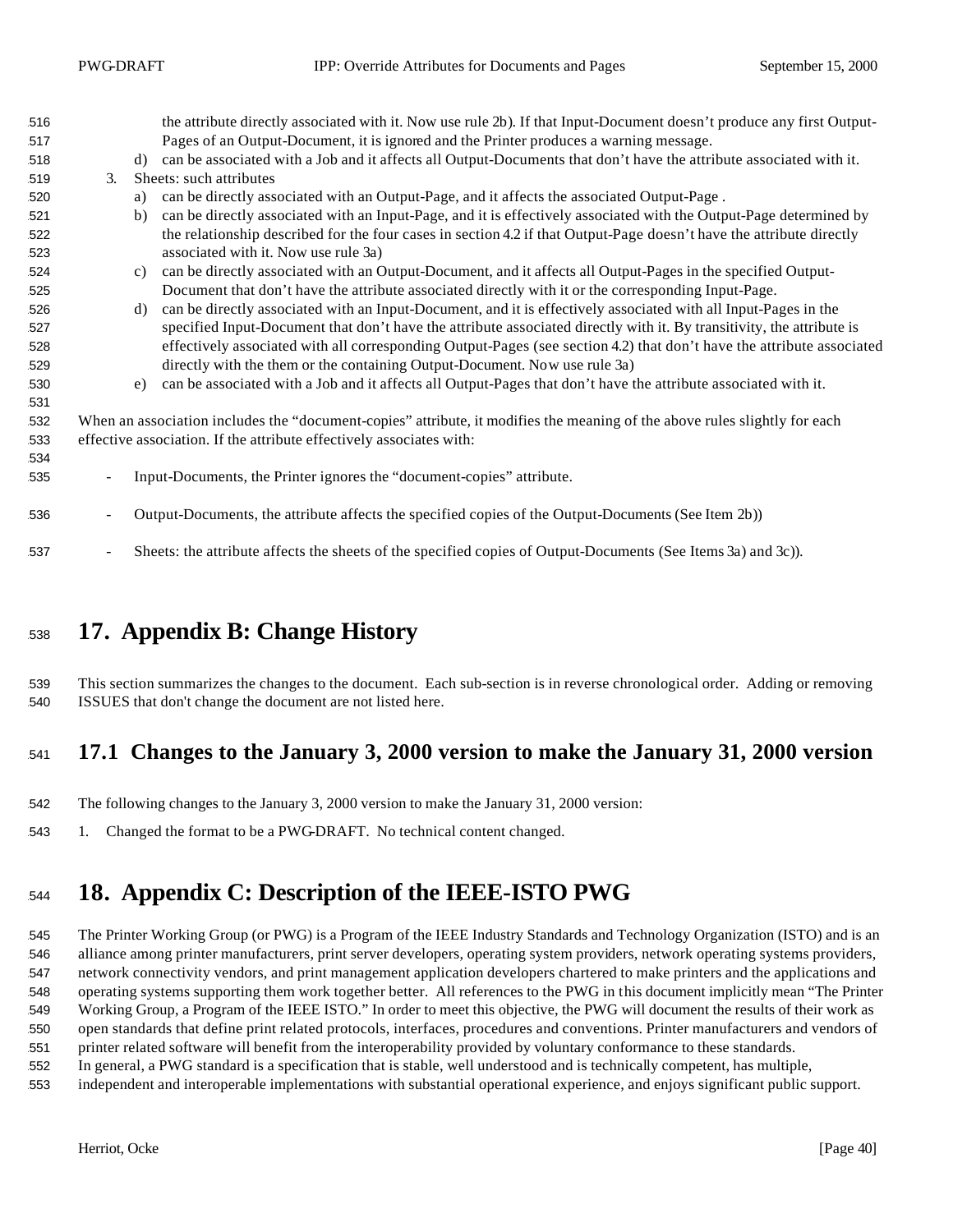the attribute directly associated with it. Now use rule 2b). If that Input-Document doesn't produce any first Output-Pages of an Output-Document, it is ignored and the Printer produces a warning message.

   d) can be associated with a Job and it affects all Output-Documents that don't have the attribute associated with it.

3. Sheets: such attributes
   a) can be directly associated with an Output-Page, and it affects the associated Output-Page .
   b) can be directly associated with an Input-Page, and it is effectively associated with the Output-Page determined by the relationship described for the four cases in section 4.2 if that Output-Page doesn't have the attribute directly associated with it. Now use rule 3a)
   c) can be directly associated with an Output-Document, and it affects all Output-Pages in the specified Output-Document that don't have the attribute associated directly with it or the corresponding Input-Page.
   d) can be directly associated with an Input-Document, and it is effectively associated with all Input-Pages in the specified Input-Document that don't have the attribute associated directly with it. By transitivity, the attribute is effectively associated with all corresponding Output-Pages (see section 4.2) that don't have the attribute associated directly with the them or the containing Output-Document. Now use rule 3a)
   e) can be associated with a Job and it affects all Output-Pages that don't have the attribute associated with it.

When an association includes the "document-copies" attribute, it modifies the meaning of the above rules slightly for each effective association. If the attribute effectively associates with:

- Input-Documents, the Printer ignores the "document-copies" attribute.
- Output-Documents, the attribute affects the specified copies of the Output-Documents (See Item 2b))
- Sheets: the attribute affects the sheets of the specified copies of Output-Documents (See Items 3a) and 3c)).

# 17. Appendix B: Change History

This section summarizes the changes to the document. Each sub-section is in reverse chronological order. Adding or removing ISSUES that don't change the document are not listed here.

## 17.1 Changes to the January 3, 2000 version to make the January 31, 2000 version

The following changes to the January 3, 2000 version to make the January 31, 2000 version:

1. Changed the format to be a PWG-DRAFT. No technical content changed.

# 18. Appendix C: Description of the IEEE-ISTO PWG

The Printer Working Group (or PWG) is a Program of the IEEE Industry Standards and Technology Organization (ISTO) and is an alliance among printer manufacturers, print server developers, operating system providers, network operating systems providers, network connectivity vendors, and print management application developers chartered to make printers and the applications and operating systems supporting them work together better. All references to the PWG in this document implicitly mean "The Printer Working Group, a Program of the IEEE ISTO." In order to meet this objective, the PWG will document the results of their work as open standards that define print related protocols, interfaces, procedures and conventions. Printer manufacturers and vendors of printer related software will benefit from the interoperability provided by voluntary conformance to these standards.
In general, a PWG standard is a specification that is stable, well understood and is technically competent, has multiple, independent and interoperable implementations with substantial operational experience, and enjoys significant public support.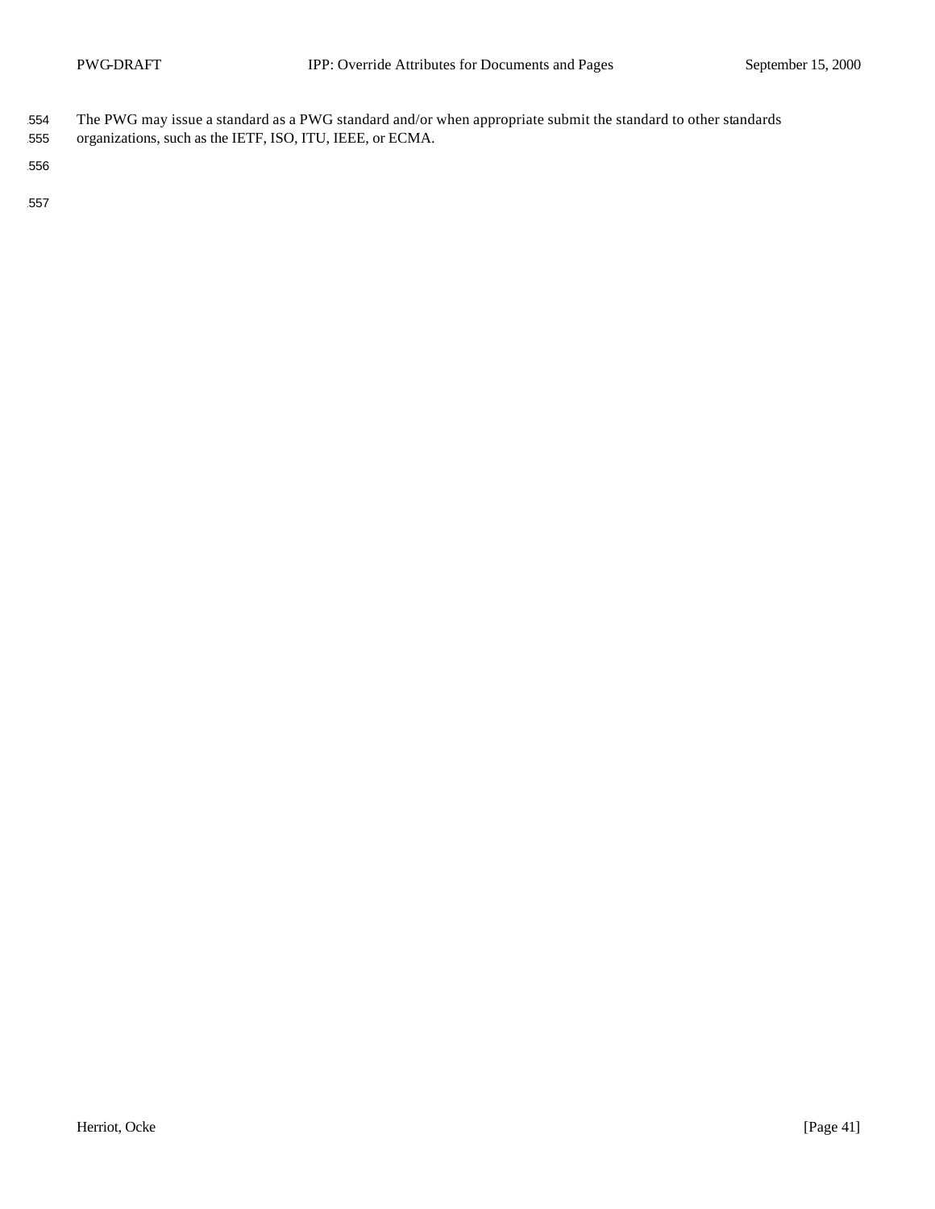The PWG may issue a standard as a PWG standard and/or when appropriate submit the standard to other standards organizations, such as the IETF, ISO, ITU, IEEE, or ECMA.